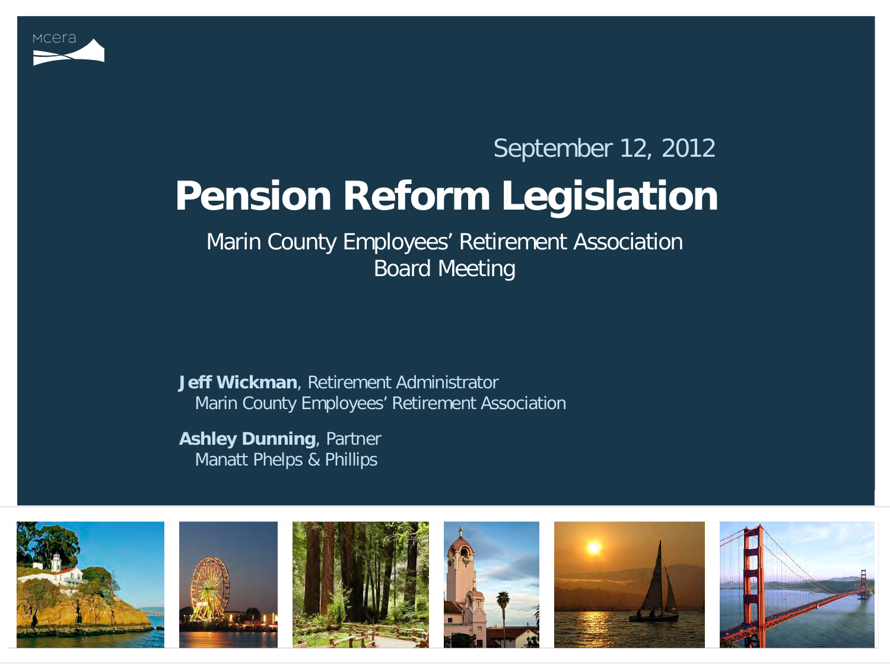MCera

September 12, 2012

# Pension Reform Legislation

Marin County Employees' Retirement Association
Board Meeting

**Jeff Wickman**, Retirement Administrator
Marin County Employees' Retirement Association

**Ashley Dunning**, Partner
Manatt Phelps & Phillips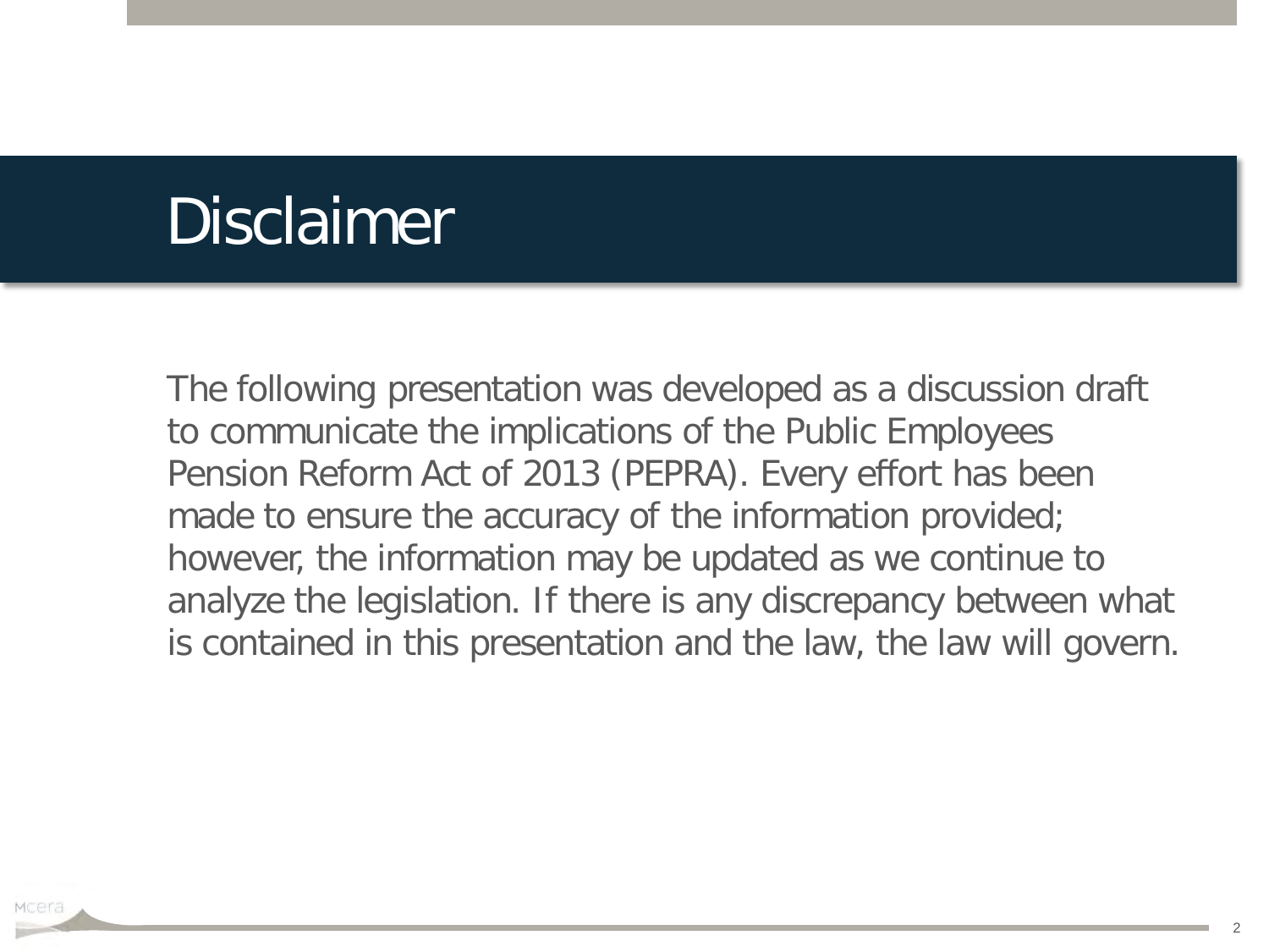# Disclaimer

The following presentation was developed as a discussion draft to communicate the implications of the Public Employees Pension Reform Act of 2013 (PEPRA). Every effort has been made to ensure the accuracy of the information provided; however, the information may be updated as we continue to analyze the legislation. If there is any discrepancy between what is contained in this presentation and the law, the law will govern.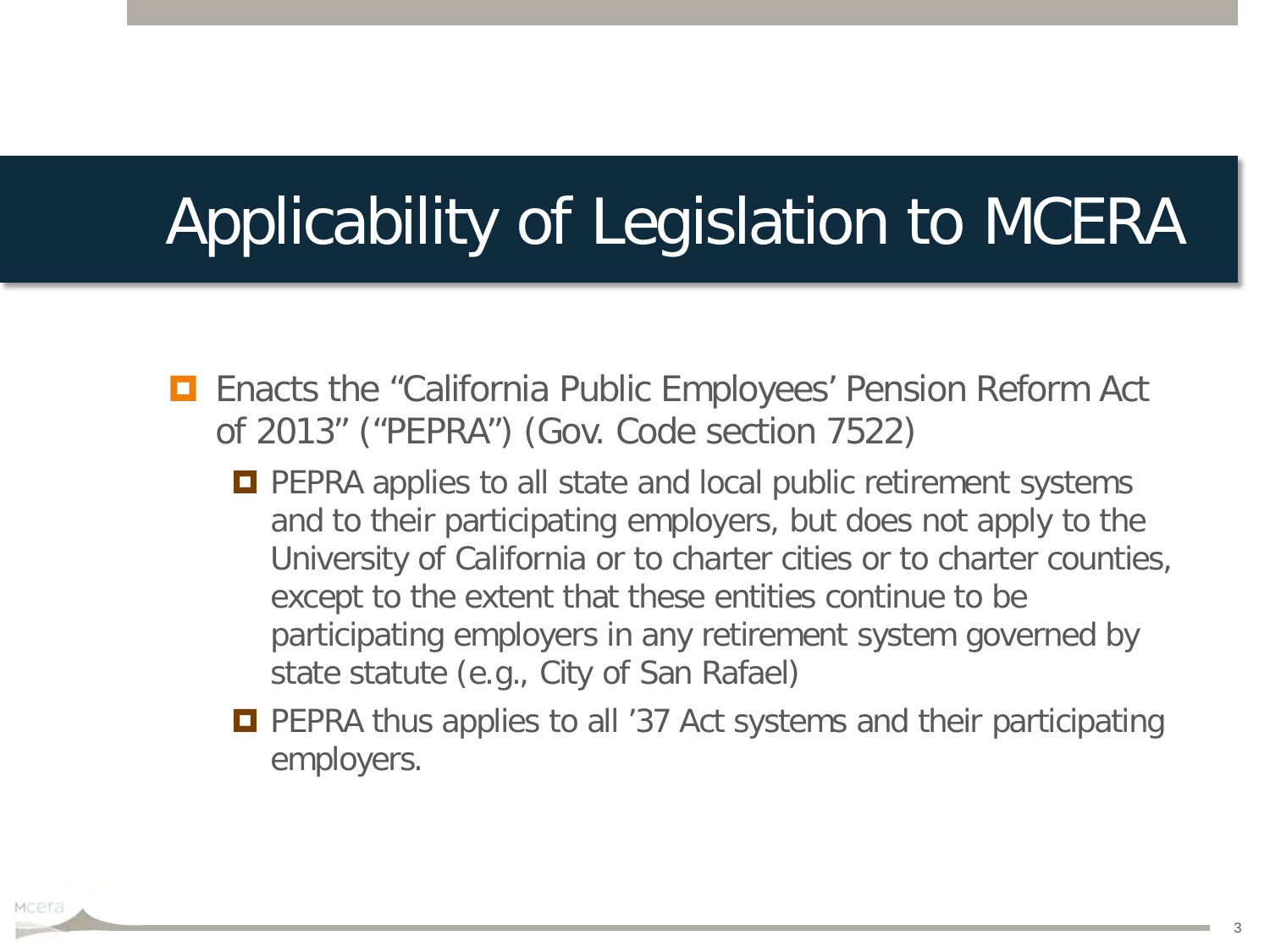# Applicability of Legislation to MCERA

- Enacts the "California Public Employees' Pension Reform Act of 2013" ("PEPRA") (Gov. Code section 7522)
  - PEPRA applies to all state and local public retirement systems and to their participating employers, but does not apply to the University of California or to charter cities or to charter counties, except to the extent that these entities continue to be participating employers in any retirement system governed by state statute (e.g., City of San Rafael)
  - PEPRA thus applies to all '37 Act systems and their participating employers.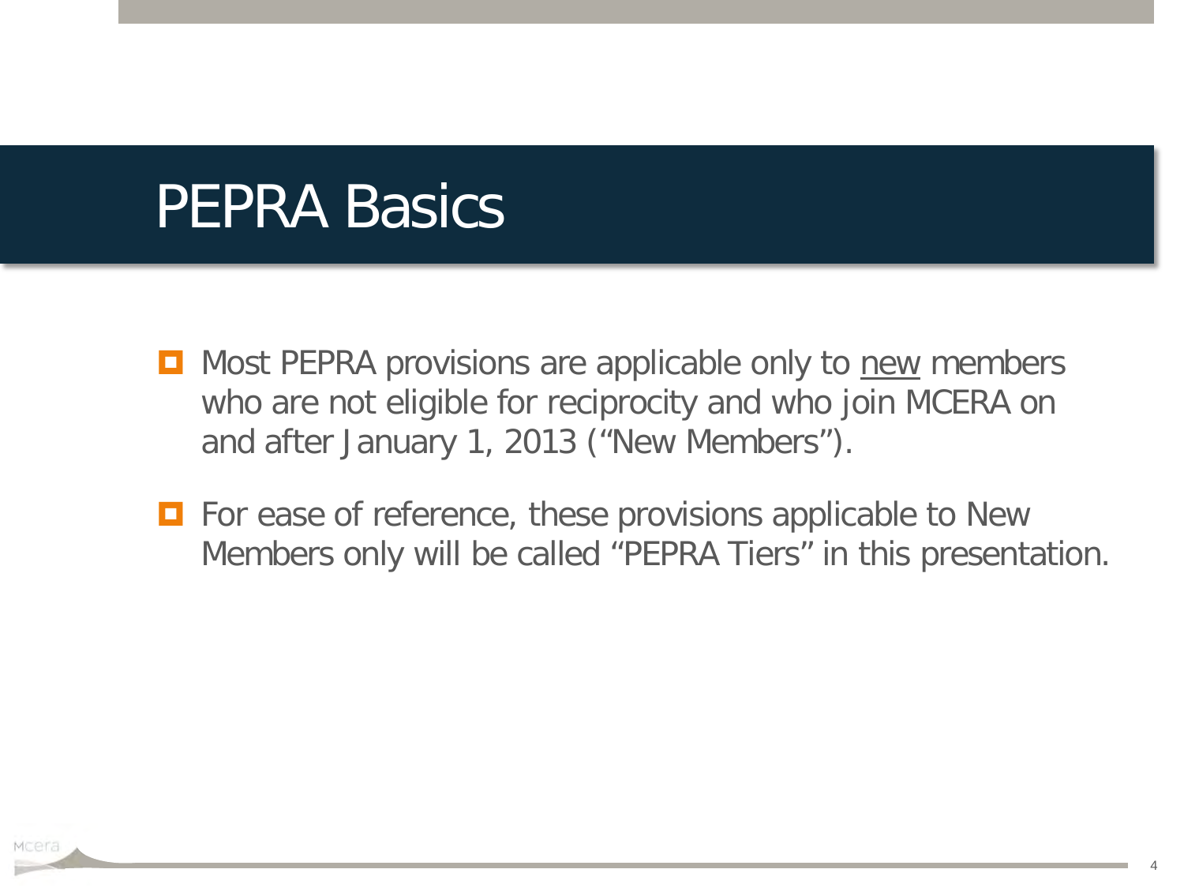# PEPRA Basics

- Most PEPRA provisions are applicable only to <u>new</u> members who are not eligible for reciprocity and who join MCERA on and after January 1, 2013 ("New Members").
- For ease of reference, these provisions applicable to New Members only will be called "PEPRA Tiers" in this presentation.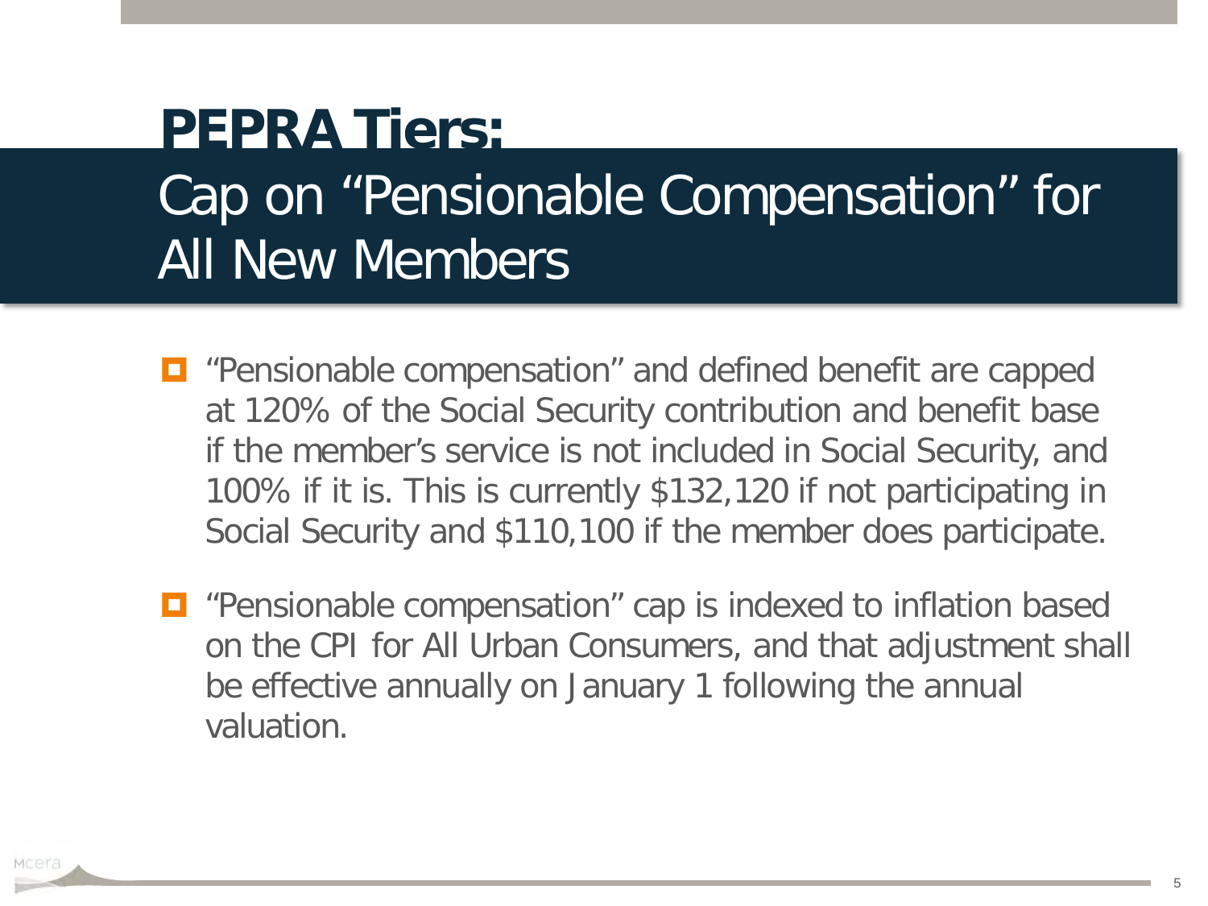# PEPRA Tiers:

## Cap on “Pensionable Compensation” for All New Members

- “Pensionable compensation” and defined benefit are capped at 120% of the Social Security contribution and benefit base if the member’s service is not included in Social Security, and 100% if it is. This is currently $132,120 if not participating in Social Security and $110,100 if the member does participate.

- “Pensionable compensation” cap is indexed to inflation based on the CPI for All Urban Consumers, and that adjustment shall be effective annually on January 1 following the annual valuation.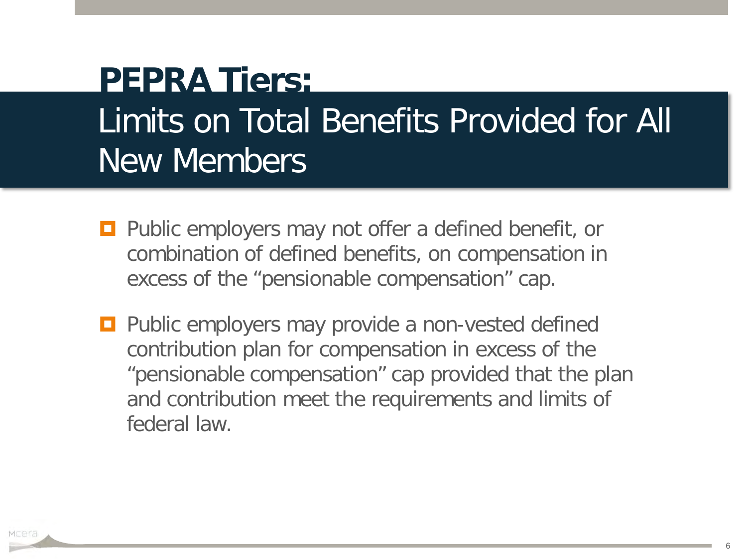# PEPRA Tiers:

## Limits on Total Benefits Provided for All New Members

- Public employers may not offer a defined benefit, or combination of defined benefits, on compensation in excess of the “pensionable compensation” cap.
- Public employers may provide a non-vested defined contribution plan for compensation in excess of the “pensionable compensation” cap provided that the plan and contribution meet the requirements and limits of federal law.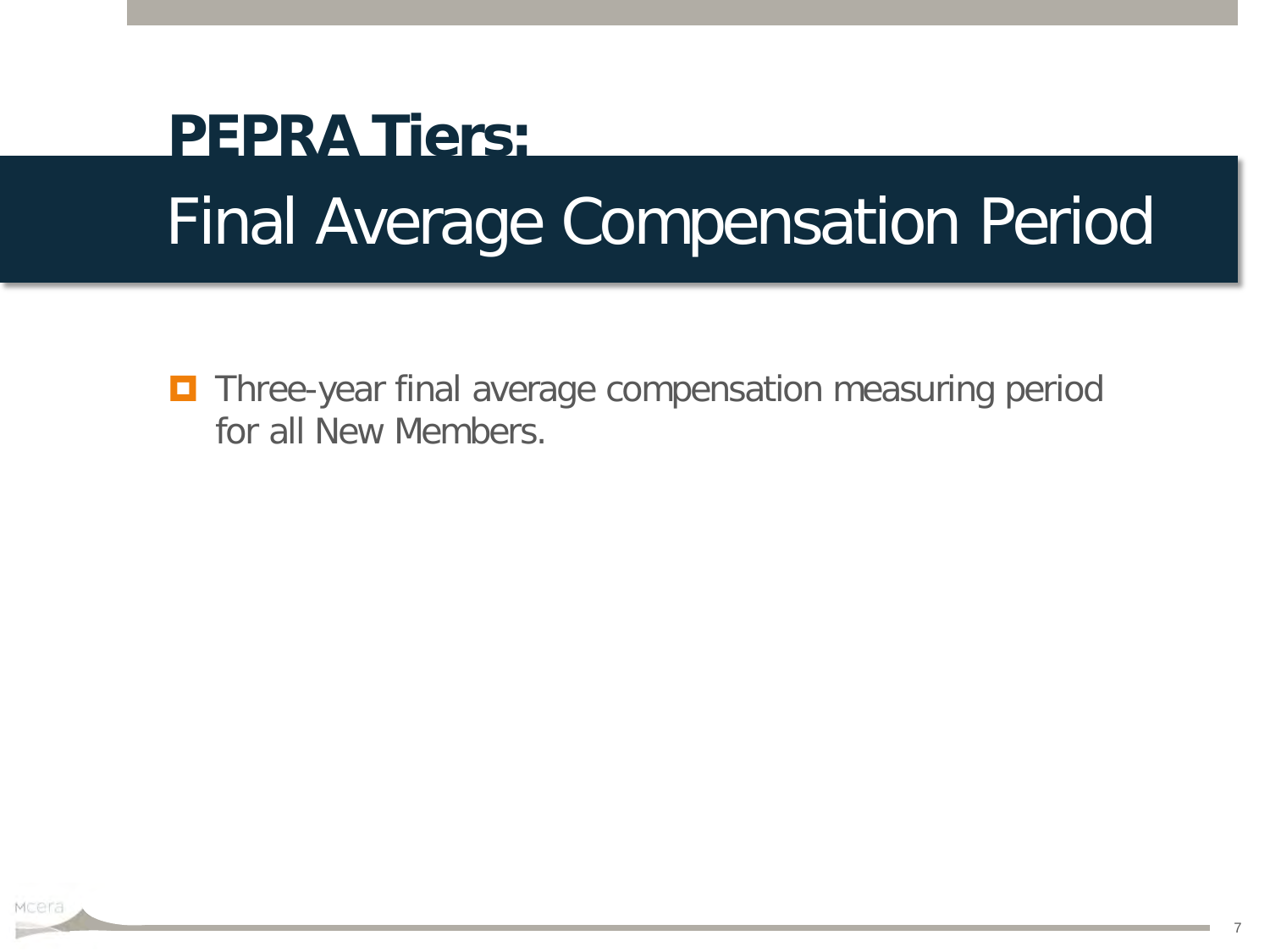# PEPRA Tiers:

## Final Average Compensation Period

- Three-year final average compensation measuring period for all New Members.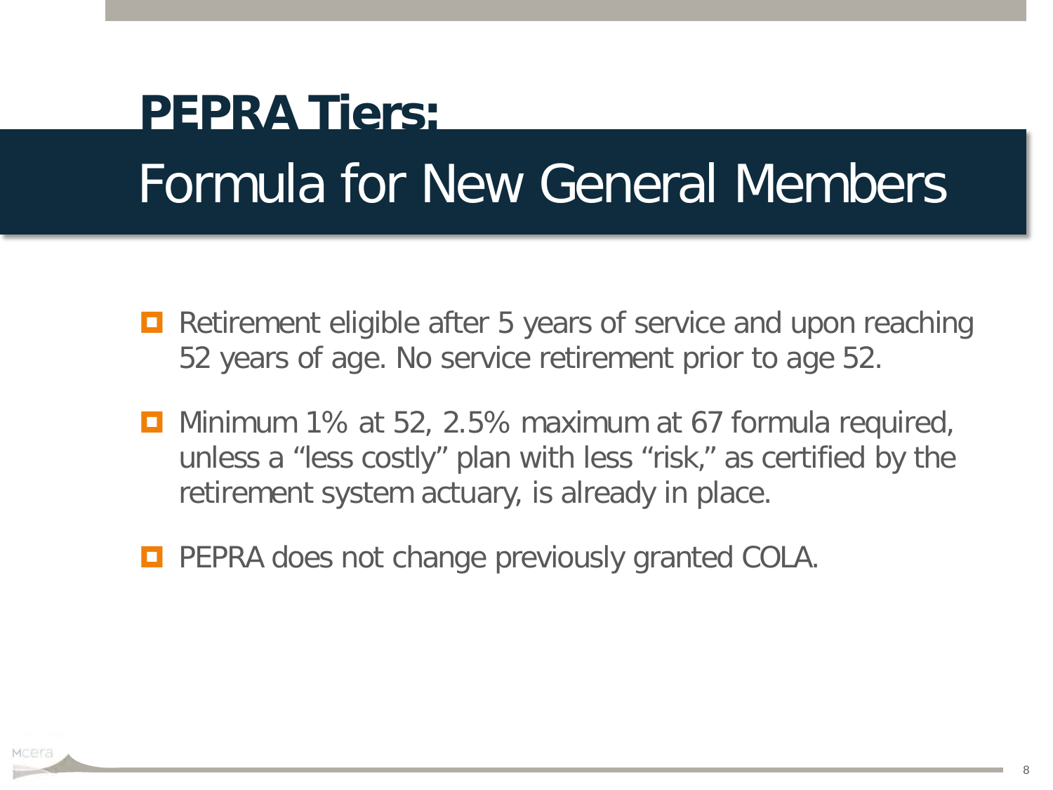# PEPRA Tiers:

## Formula for New General Members

- Retirement eligible after 5 years of service and upon reaching 52 years of age. No service retirement prior to age 52.
- Minimum 1% at 52, 2.5% maximum at 67 formula required, unless a "less costly" plan with less "risk," as certified by the retirement system actuary, is already in place.
- PEPRA does not change previously granted COLA.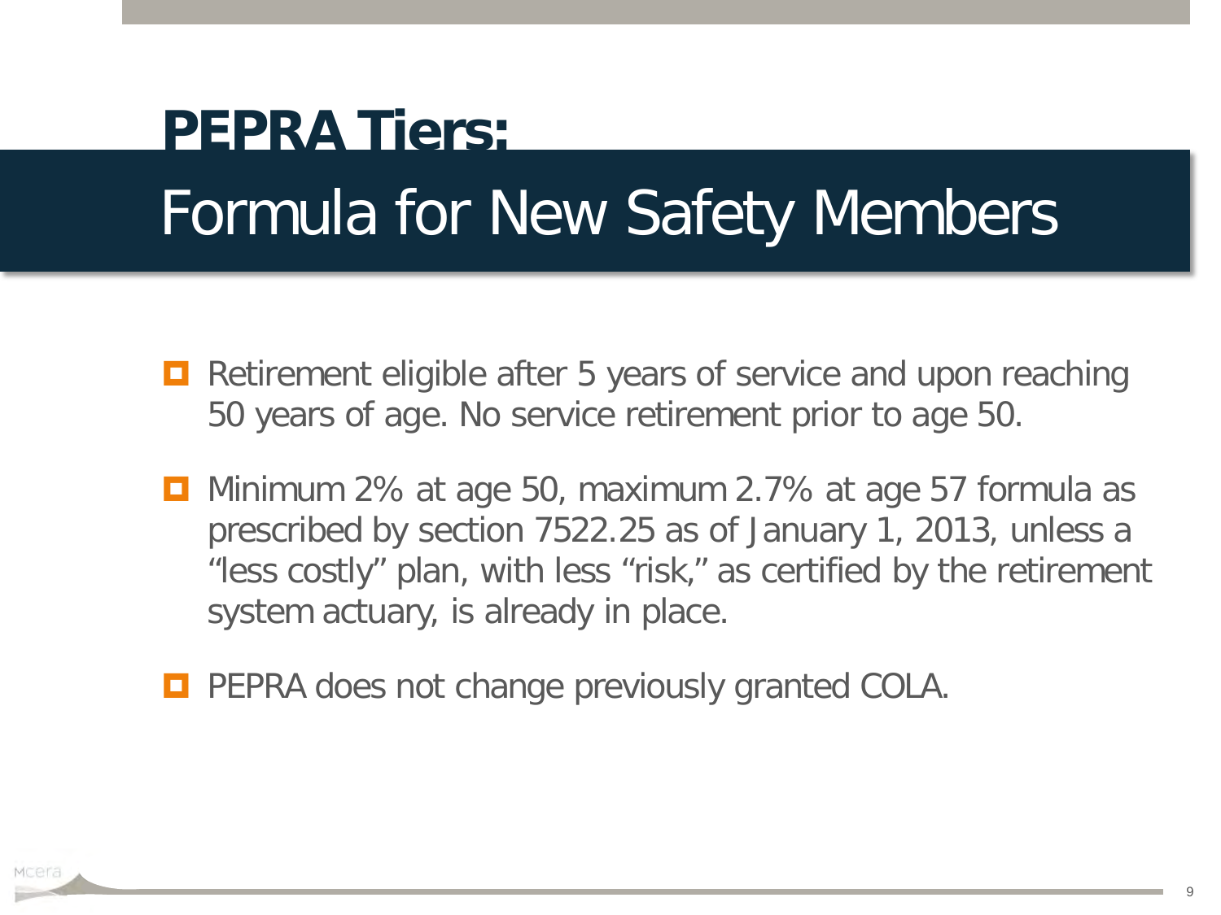# PEPRA Tiers:

## Formula for New Safety Members

- Retirement eligible after 5 years of service and upon reaching 50 years of age. No service retirement prior to age 50.
- Minimum 2% at age 50, maximum 2.7% at age 57 formula as prescribed by section 7522.25 as of January 1, 2013, unless a "less costly" plan, with less "risk," as certified by the retirement system actuary, is already in place.
- PEPRA does not change previously granted COLA.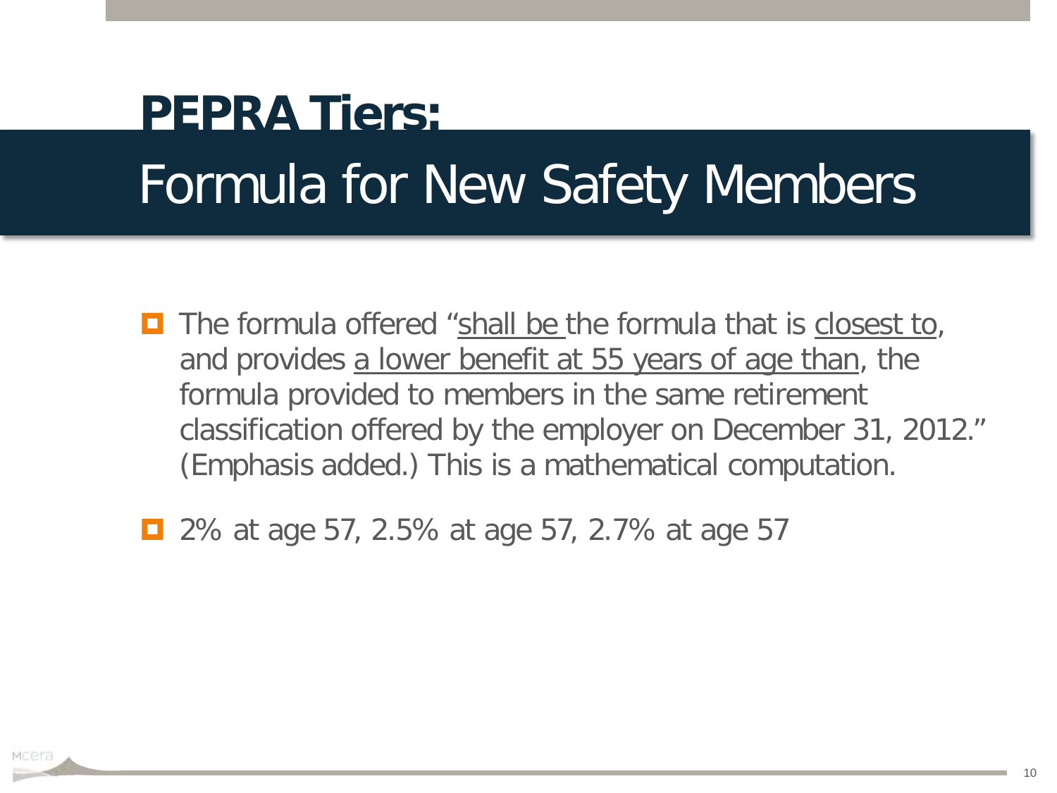# PEPRA Tiers:

## Formula for New Safety Members

- The formula offered "<u>shall be</u> the formula that is <u>closest to</u>, and provides <u>a lower benefit at 55 years of age than</u>, the formula provided to members in the same retirement classification offered by the employer on December 31, 2012." (Emphasis added.) This is a mathematical computation.
- 2% at age 57, 2.5% at age 57, 2.7% at age 57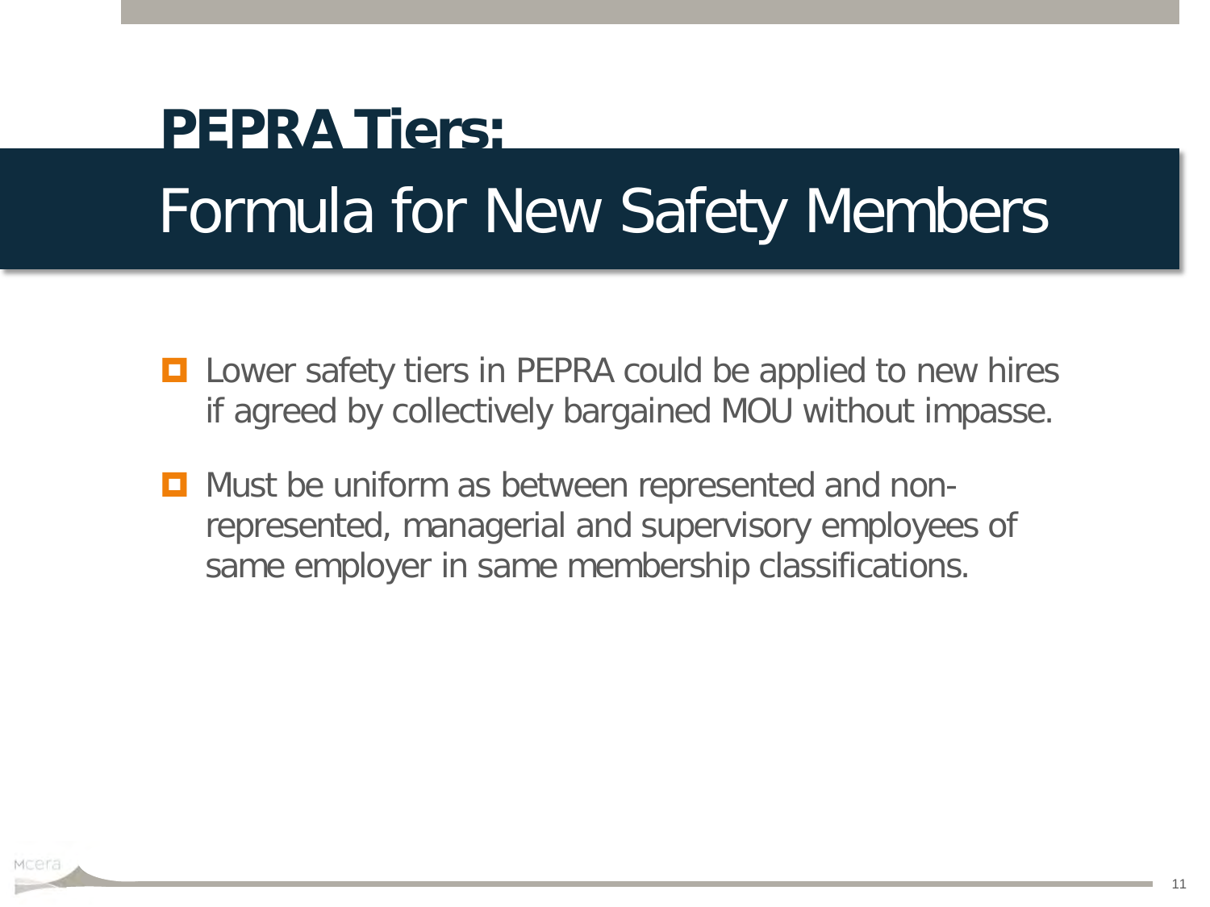# PEPRA Tiers:

## Formula for New Safety Members

- Lower safety tiers in PEPRA could be applied to new hires if agreed by collectively bargained MOU without impasse.
- Must be uniform as between represented and non-represented, managerial and supervisory employees of same employer in same membership classifications.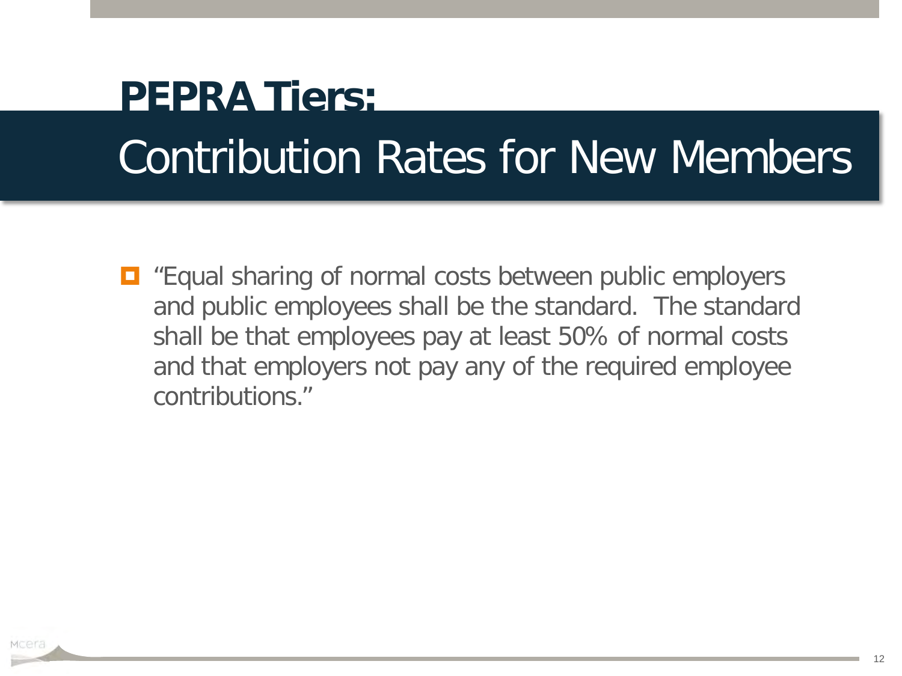# PEPRA Tiers:

## Contribution Rates for New Members

- "Equal sharing of normal costs between public employers and public employees shall be the standard. The standard shall be that employees pay at least 50% of normal costs and that employers not pay any of the required employee contributions."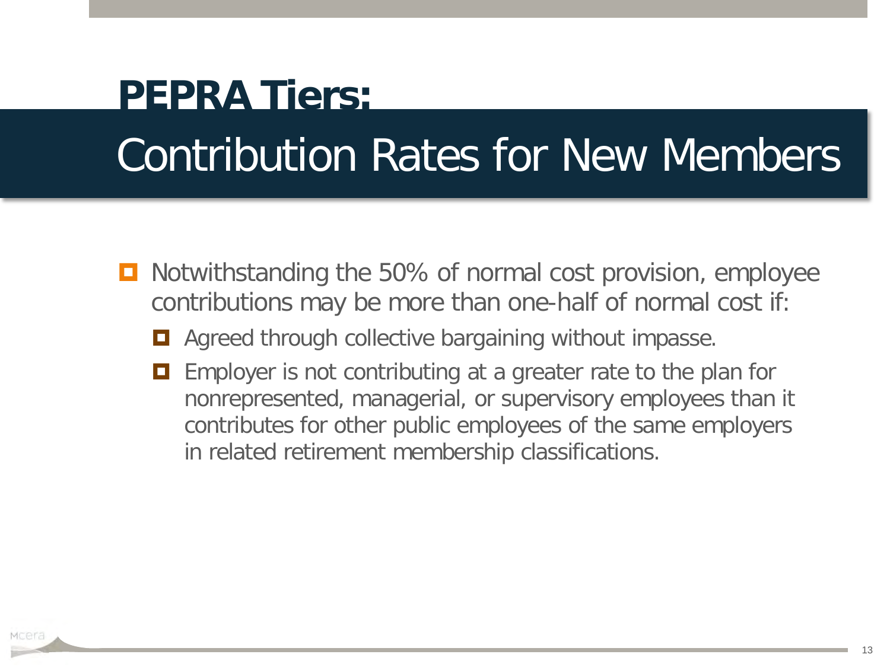# PEPRA Tiers:
## Contribution Rates for New Members

- Notwithstanding the 50% of normal cost provision, employee contributions may be more than one-half of normal cost if:
  - Agreed through collective bargaining without impasse.
  - Employer is not contributing at a greater rate to the plan for nonrepresented, managerial, or supervisory employees than it contributes for other public employees of the same employers in related retirement membership classifications.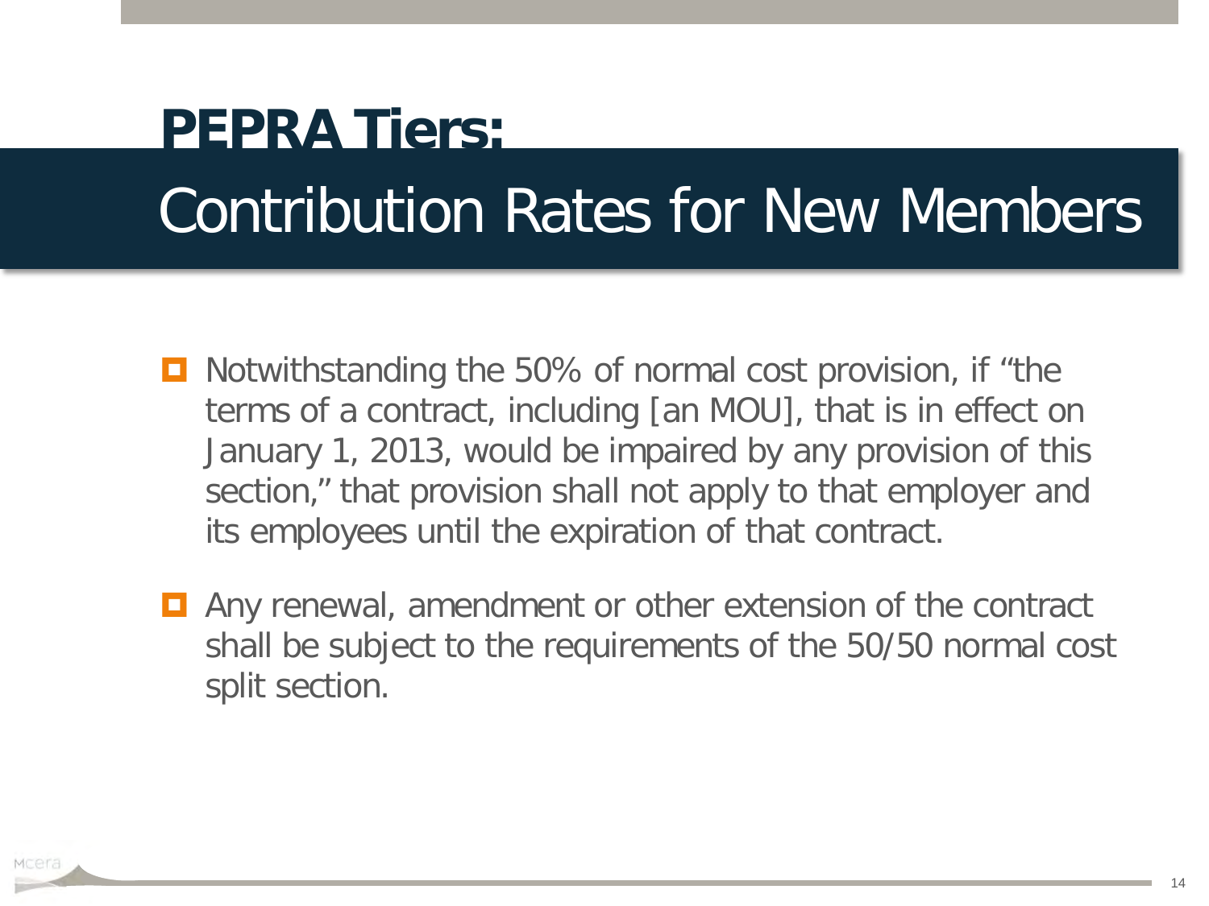# PEPRA Tiers:

## Contribution Rates for New Members

- Notwithstanding the 50% of normal cost provision, if "the terms of a contract, including [an MOU], that is in effect on January 1, 2013, would be impaired by any provision of this section," that provision shall not apply to that employer and its employees until the expiration of that contract.
- Any renewal, amendment or other extension of the contract shall be subject to the requirements of the 50/50 normal cost split section.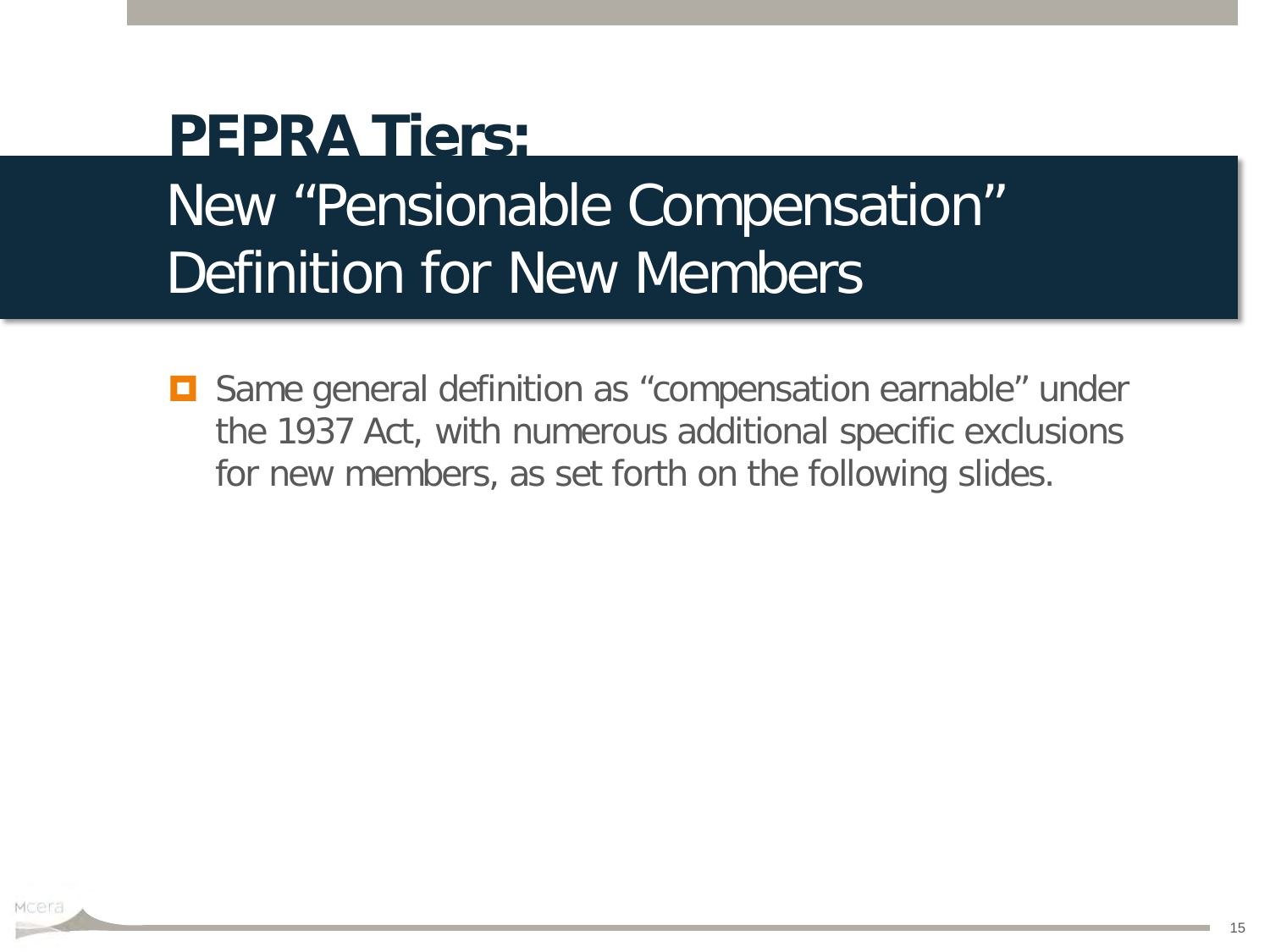# PEPRA Tiers:

## New "Pensionable Compensation" Definition for New Members

- Same general definition as "compensation earnable" under the 1937 Act, with numerous additional specific exclusions for new members, as set forth on the following slides.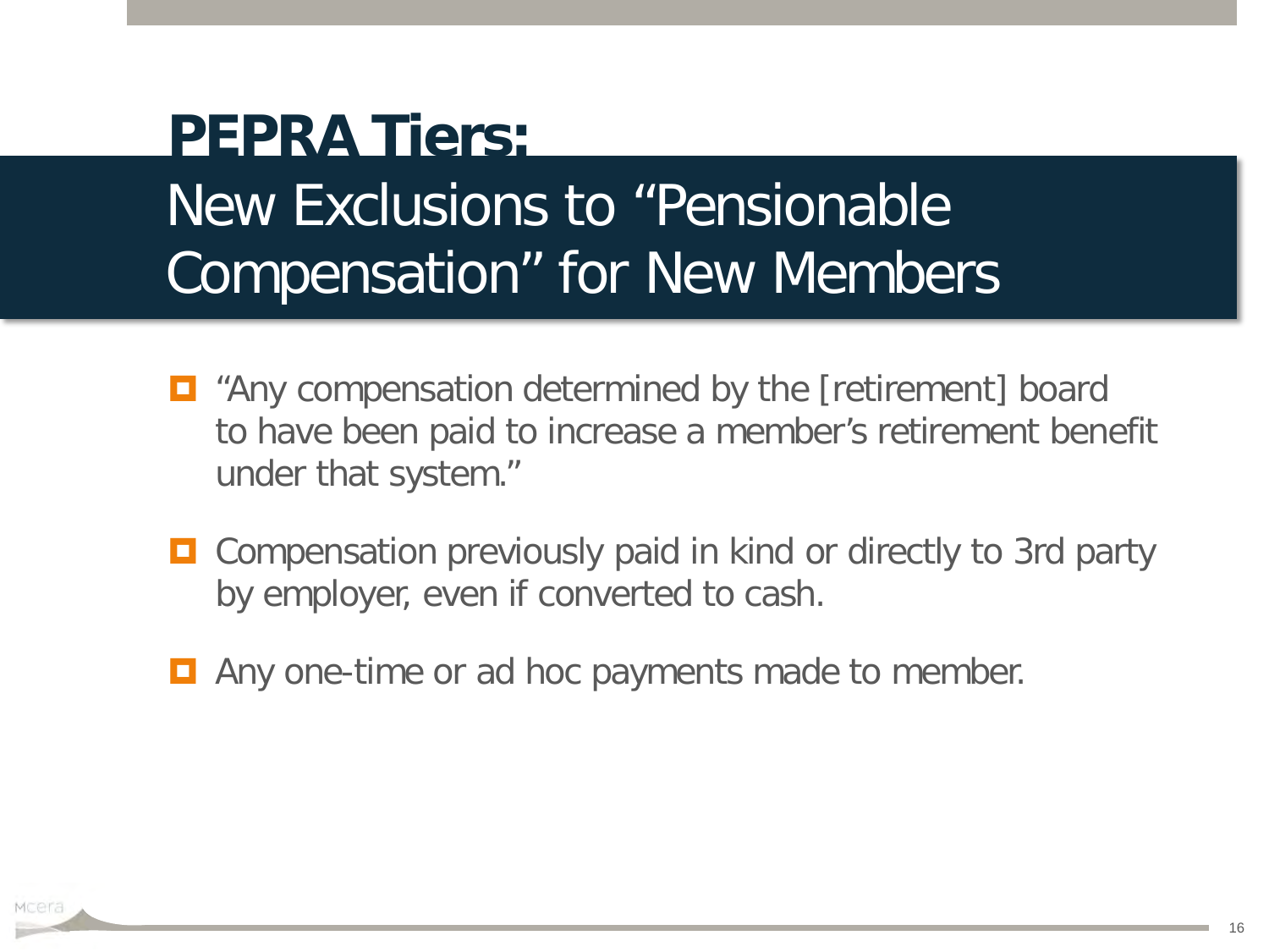# PEPRA Tiers:

## New Exclusions to "Pensionable Compensation" for New Members

- "Any compensation determined by the [retirement] board to have been paid to increase a member's retirement benefit under that system."
- Compensation previously paid in kind or directly to 3rd party by employer, even if converted to cash.
- Any one-time or ad hoc payments made to member.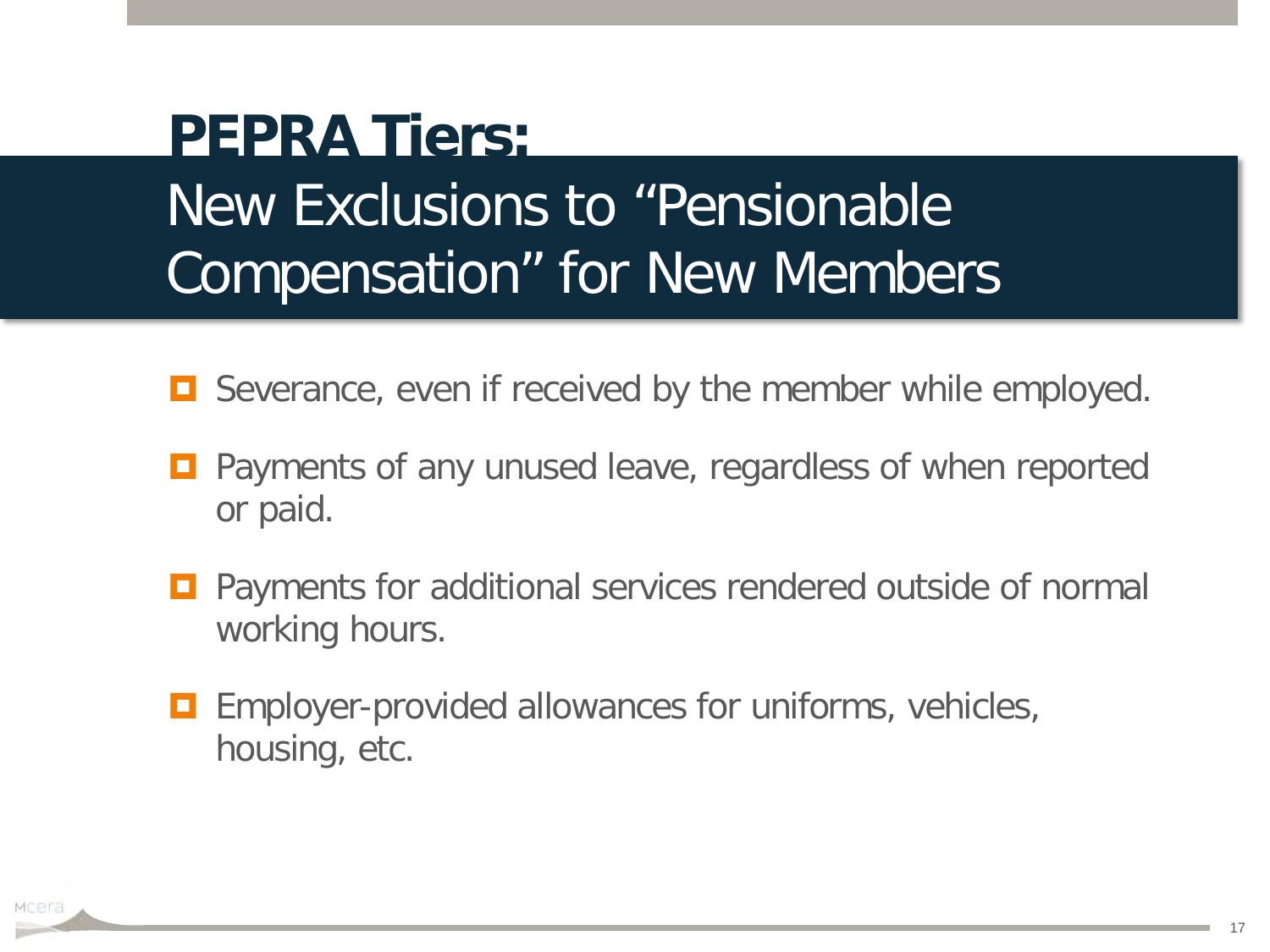# PEPRA Tiers:

## New Exclusions to "Pensionable Compensation" for New Members

- Severance, even if received by the member while employed.
- Payments of any unused leave, regardless of when reported or paid.
- Payments for additional services rendered outside of normal working hours.
- Employer-provided allowances for uniforms, vehicles, housing, etc.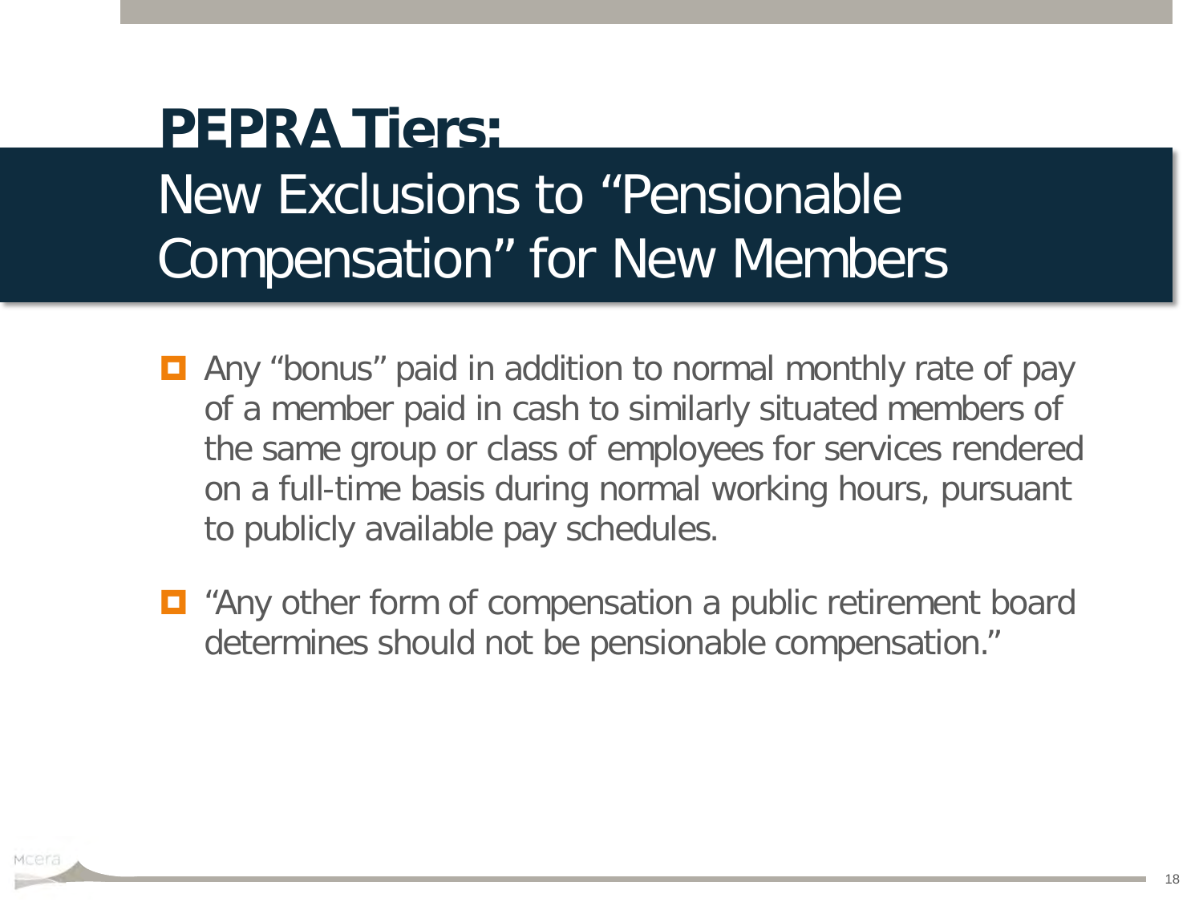# PEPRA Tiers:

## New Exclusions to "Pensionable Compensation" for New Members

- Any "bonus" paid in addition to normal monthly rate of pay of a member paid in cash to similarly situated members of the same group or class of employees for services rendered on a full-time basis during normal working hours, pursuant to publicly available pay schedules.
- "Any other form of compensation a public retirement board determines should not be pensionable compensation."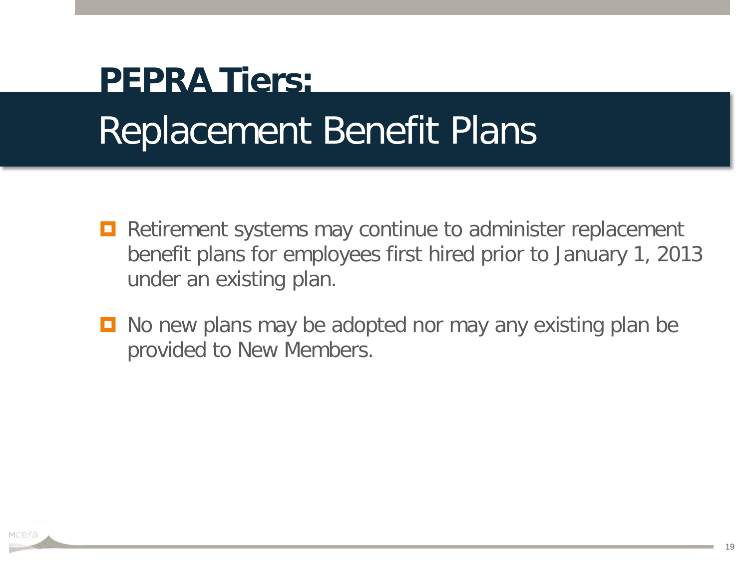# PEPRA Tiers:
## Replacement Benefit Plans

- Retirement systems may continue to administer replacement benefit plans for employees first hired prior to January 1, 2013 under an existing plan.
- No new plans may be adopted nor may any existing plan be provided to New Members.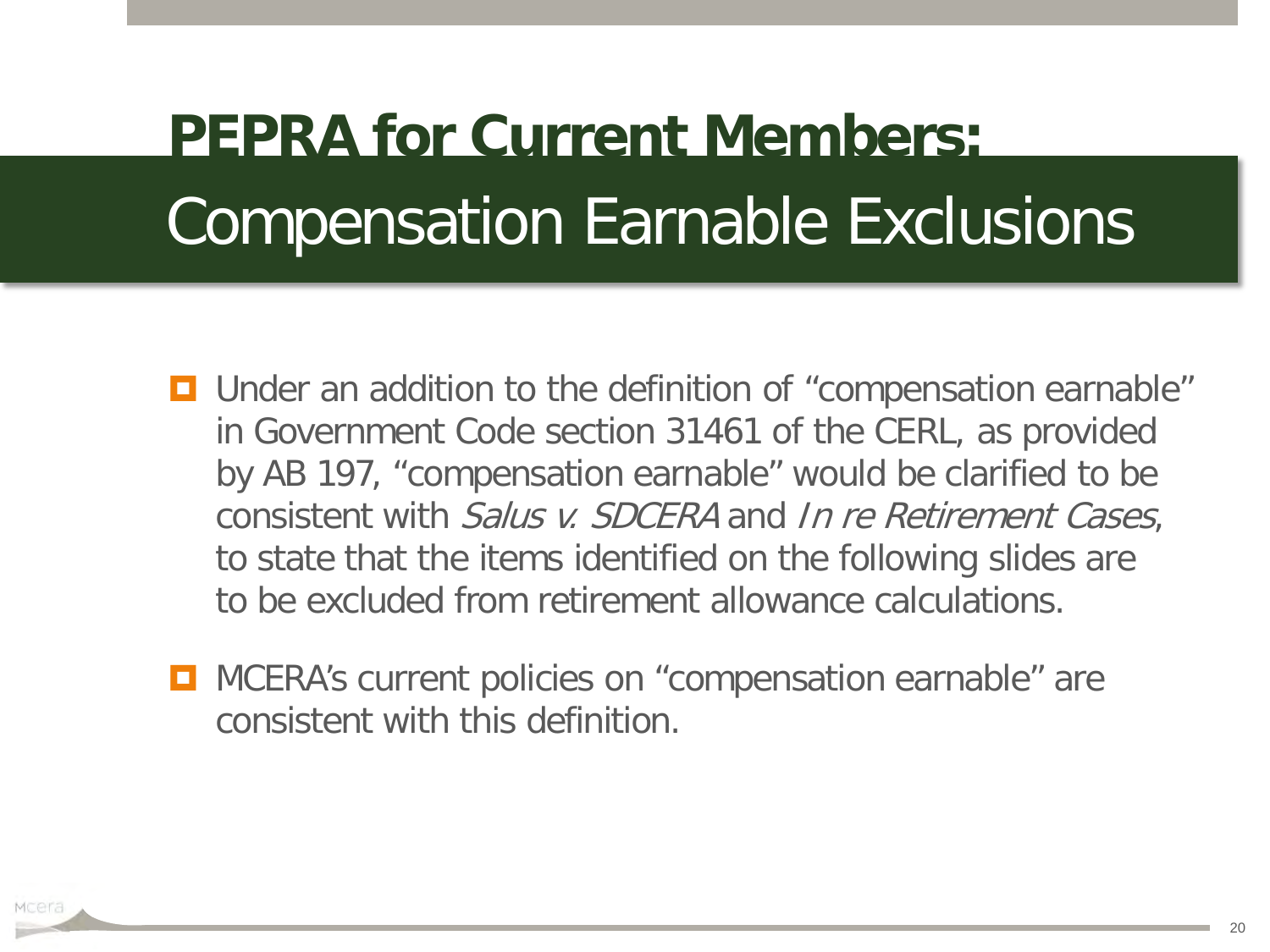# PEPRA for Current Members: Compensation Earnable Exclusions

- Under an addition to the definition of "compensation earnable" in Government Code section 31461 of the CERL, as provided by AB 197, "compensation earnable" would be clarified to be consistent with *Salus v. SDCERA* and *In re Retirement Cases*, to state that the items identified on the following slides are to be excluded from retirement allowance calculations.

- MCERA's current policies on "compensation earnable" are consistent with this definition.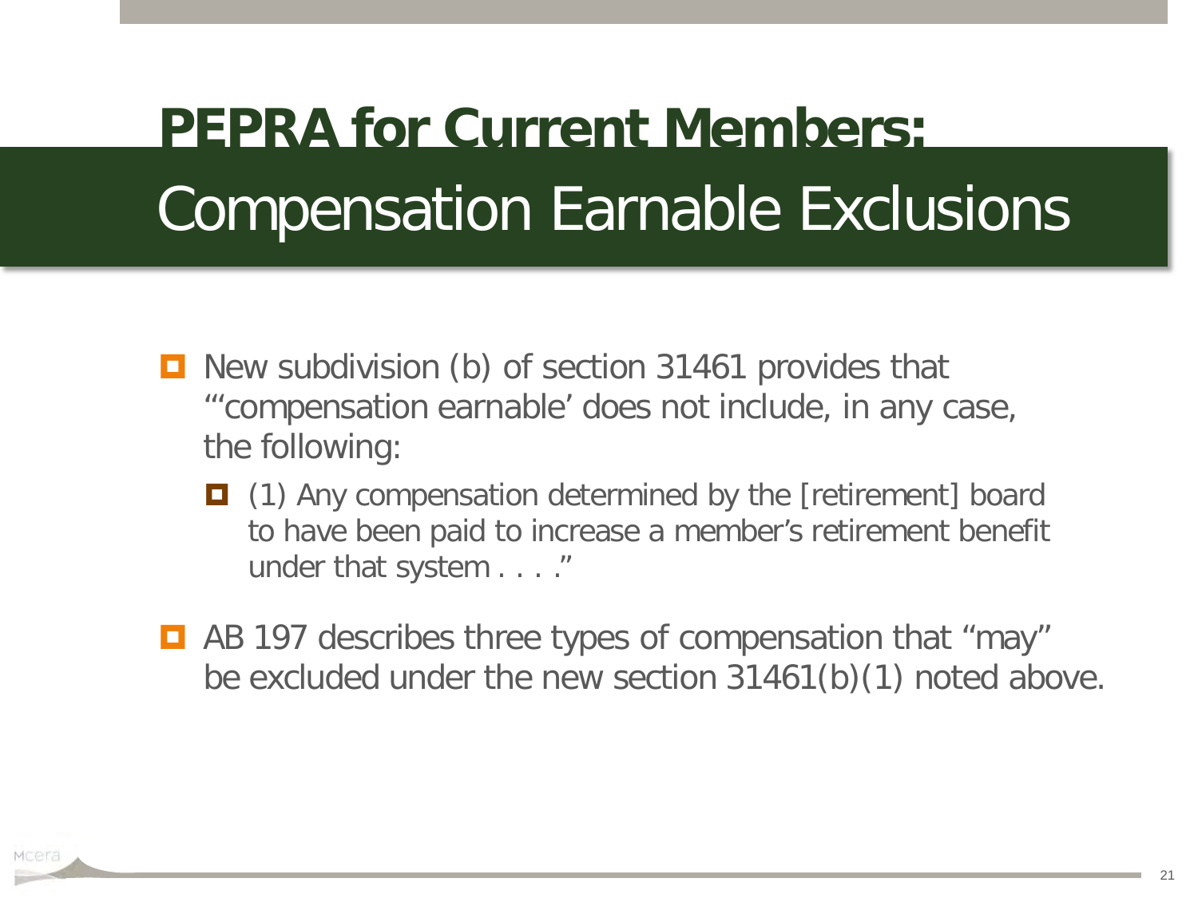# PEPRA for Current Members: Compensation Earnable Exclusions

- New subdivision (b) of section 31461 provides that "'compensation earnable' does not include, in any case, the following:
  - (1) Any compensation determined by the [retirement] board to have been paid to increase a member's retirement benefit under that system . . . ."
- AB 197 describes three types of compensation that "may" be excluded under the new section 31461(b)(1) noted above.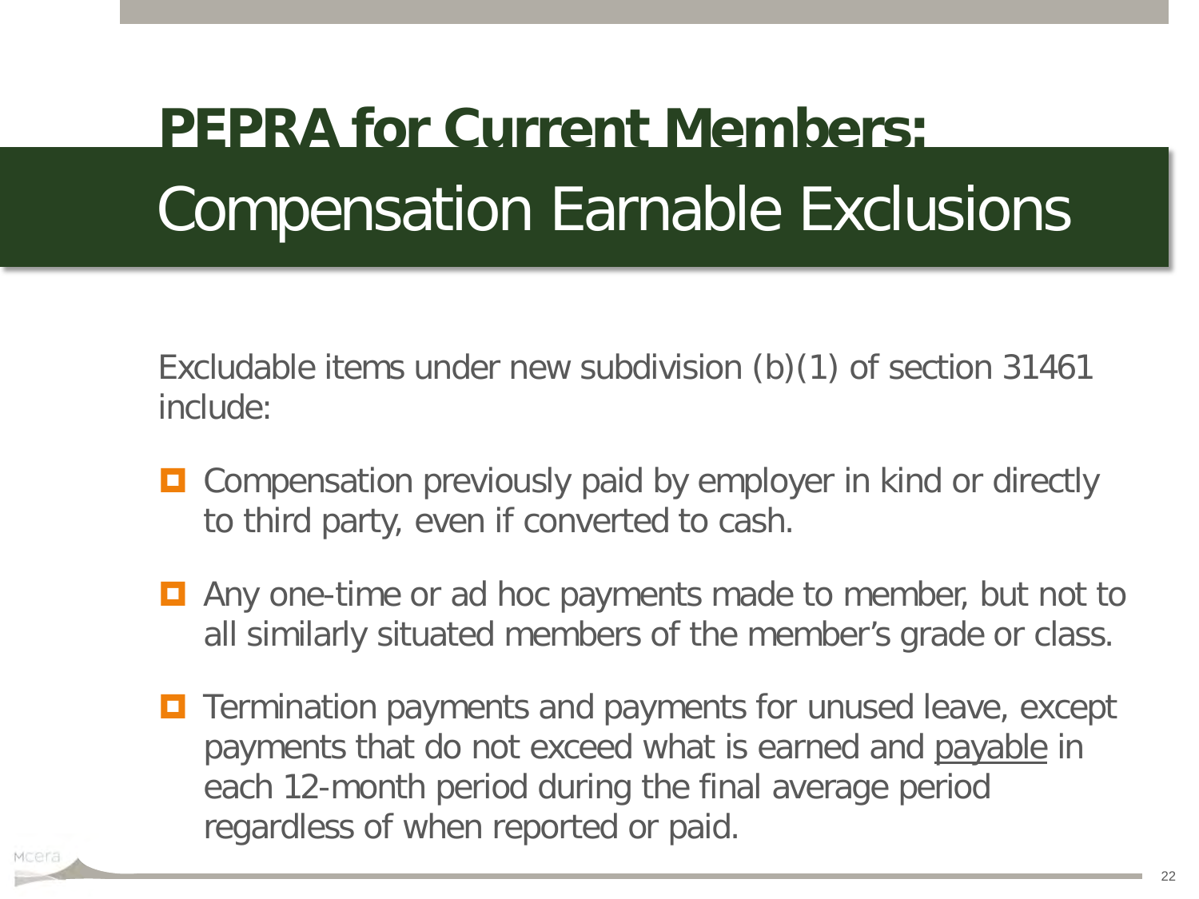# PEPRA for Current Members: Compensation Earnable Exclusions

Excludable items under new subdivision (b)(1) of section 31461 include:

- Compensation previously paid by employer in kind or directly to third party, even if converted to cash.
- Any one-time or ad hoc payments made to member, but not to all similarly situated members of the member's grade or class.
- Termination payments and payments for unused leave, except payments that do not exceed what is earned and <u>payable</u> in each 12-month period during the final average period regardless of when reported or paid.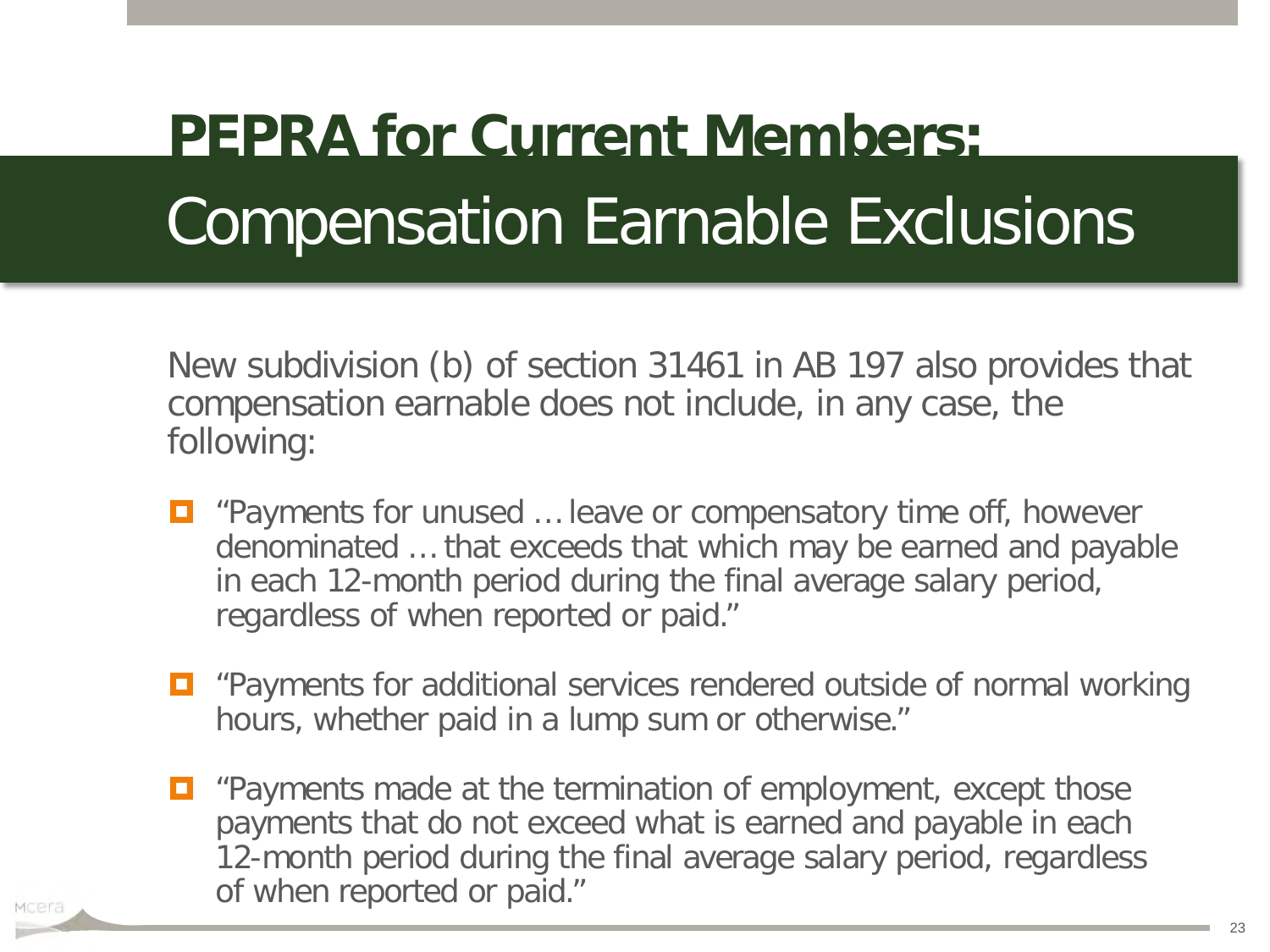# PEPRA for Current Members: Compensation Earnable Exclusions

New subdivision (b) of section 31461 in AB 197 also provides that compensation earnable does not include, in any case, the following:

- "Payments for unused … leave or compensatory time off, however denominated … that exceeds that which may be earned and payable in each 12-month period during the final average salary period, regardless of when reported or paid."
- "Payments for additional services rendered outside of normal working hours, whether paid in a lump sum or otherwise."
- "Payments made at the termination of employment, except those payments that do not exceed what is earned and payable in each 12-month period during the final average salary period, regardless of when reported or paid."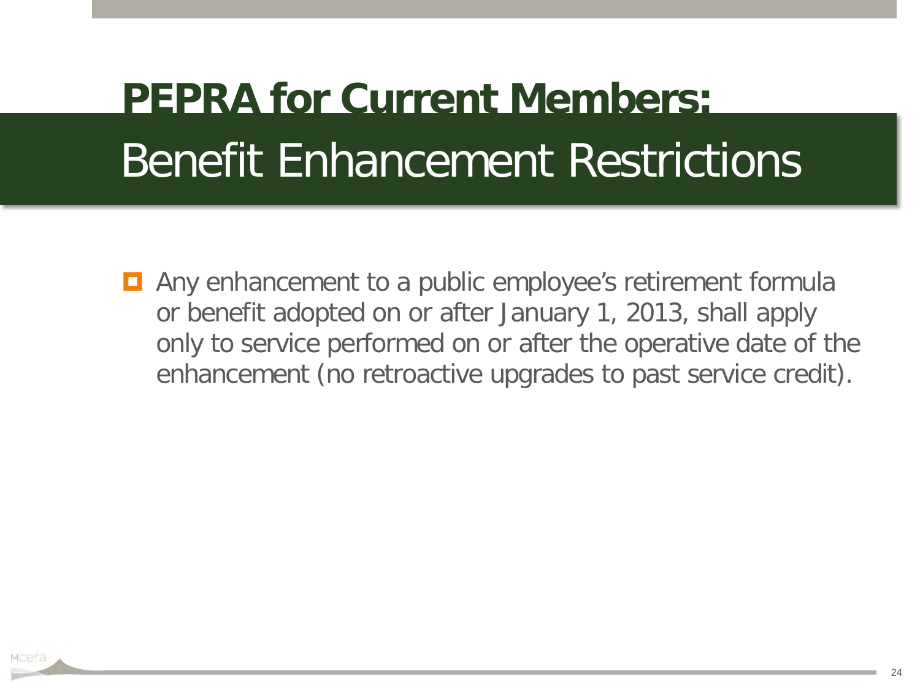# PEPRA for Current Members: Benefit Enhancement Restrictions

- Any enhancement to a public employee's retirement formula or benefit adopted on or after January 1, 2013, shall apply only to service performed on or after the operative date of the enhancement (no retroactive upgrades to past service credit).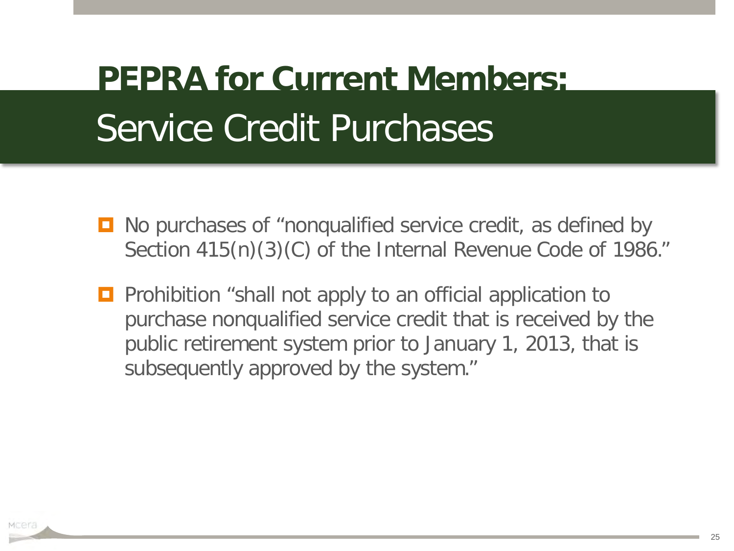# PEPRA for Current Members: Service Credit Purchases

- No purchases of "nonqualified service credit, as defined by Section 415(n)(3)(C) of the Internal Revenue Code of 1986."
- Prohibition "shall not apply to an official application to purchase nonqualified service credit that is received by the public retirement system prior to January 1, 2013, that is subsequently approved by the system."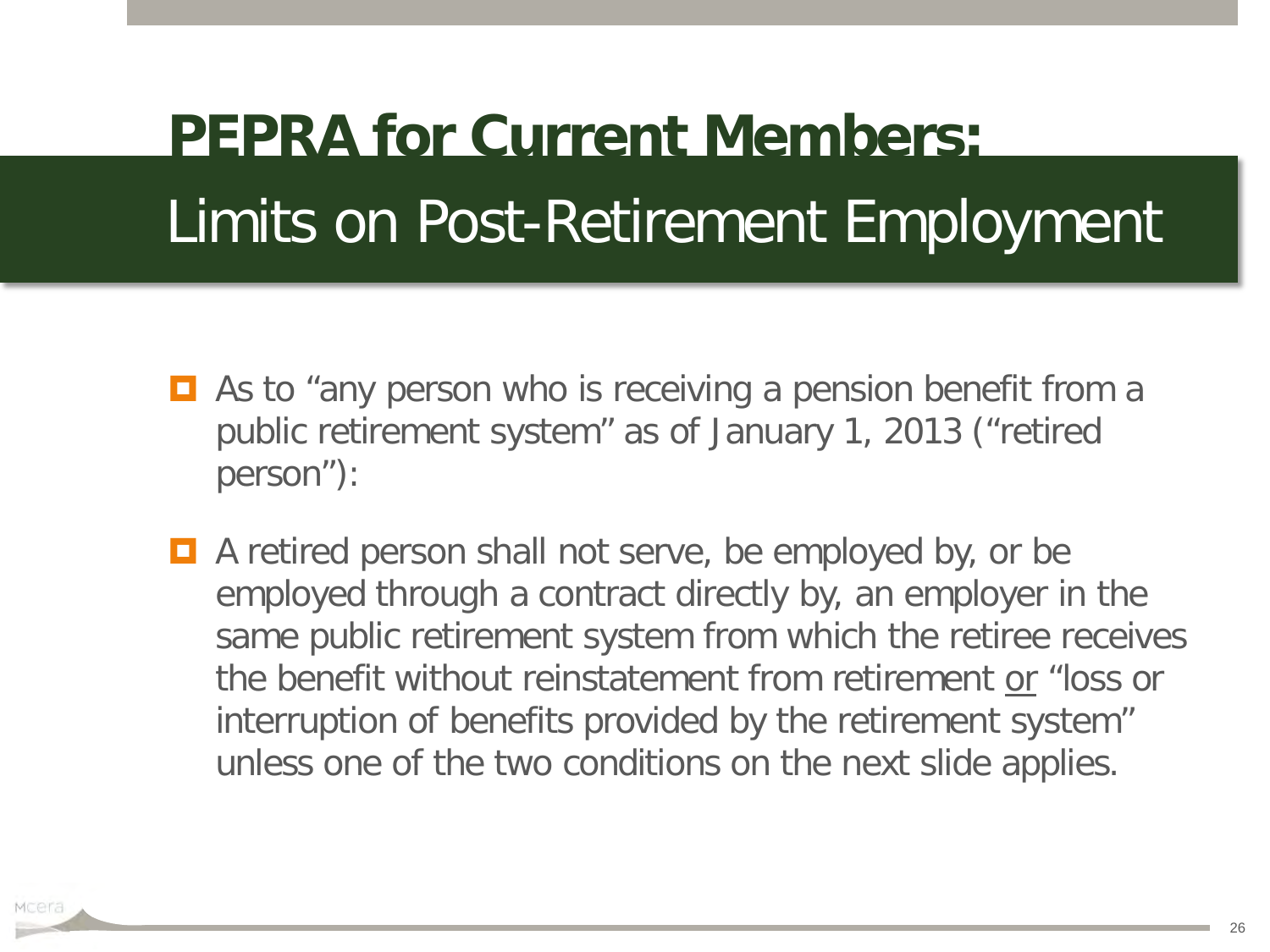# PEPRA for Current Members:

## Limits on Post-Retirement Employment

- As to "any person who is receiving a pension benefit from a public retirement system" as of January 1, 2013 ("retired person"):
- A retired person shall not serve, be employed by, or be employed through a contract directly by, an employer in the same public retirement system from which the retiree receives the benefit without reinstatement from retirement or "loss or interruption of benefits provided by the retirement system" unless one of the two conditions on the next slide applies.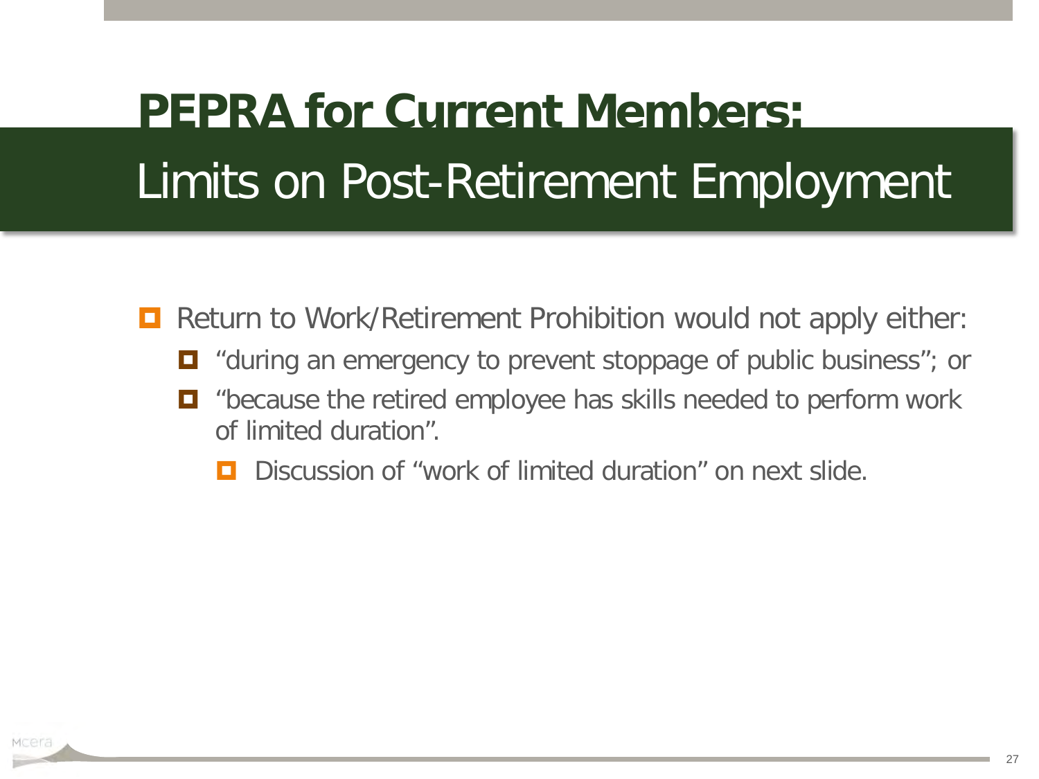# PEPRA for Current Members:

## Limits on Post-Retirement Employment

- Return to Work/Retirement Prohibition would not apply either:
  - "during an emergency to prevent stoppage of public business"; or
  - "because the retired employee has skills needed to perform work of limited duration".
    - Discussion of "work of limited duration" on next slide.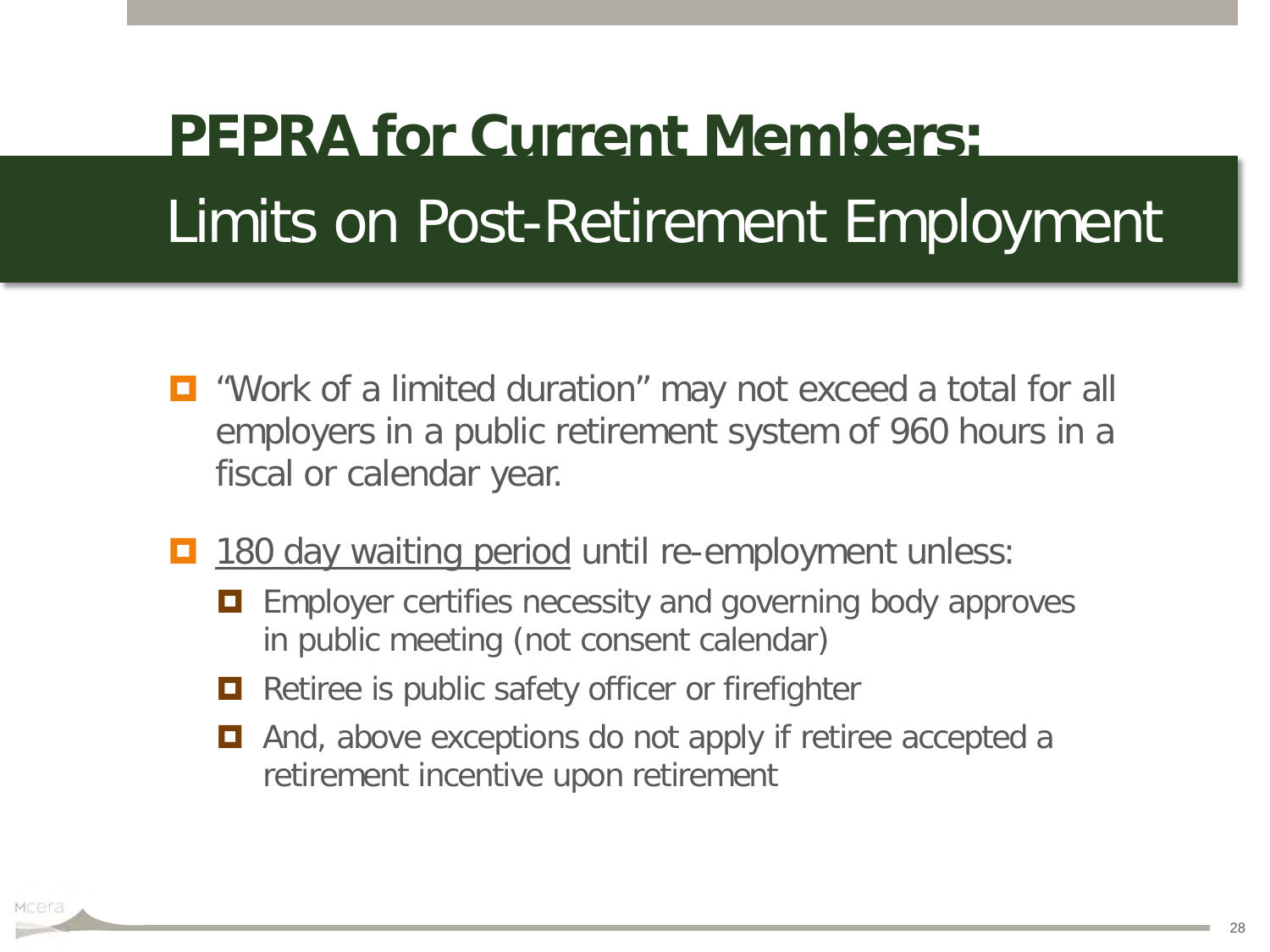# PEPRA for Current Members:

## Limits on Post-Retirement Employment

- "Work of a limited duration" may not exceed a total for all employers in a public retirement system of 960 hours in a fiscal or calendar year.
- 180 day waiting period until re-employment unless:
  - Employer certifies necessity and governing body approves in public meeting (not consent calendar)
  - Retiree is public safety officer or firefighter
  - And, above exceptions do not apply if retiree accepted a retirement incentive upon retirement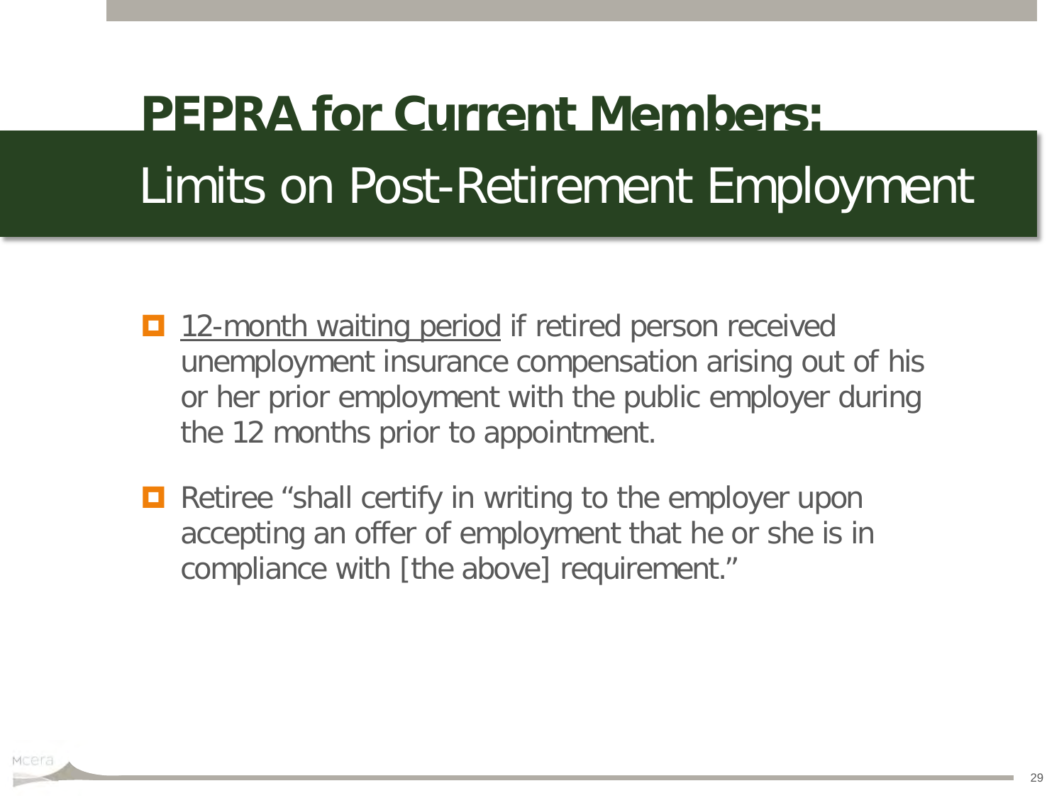# PEPRA for Current Members:

## Limits on Post-Retirement Employment

- 12-month waiting period if retired person received unemployment insurance compensation arising out of his or her prior employment with the public employer during the 12 months prior to appointment.
- Retiree "shall certify in writing to the employer upon accepting an offer of employment that he or she is in compliance with [the above] requirement."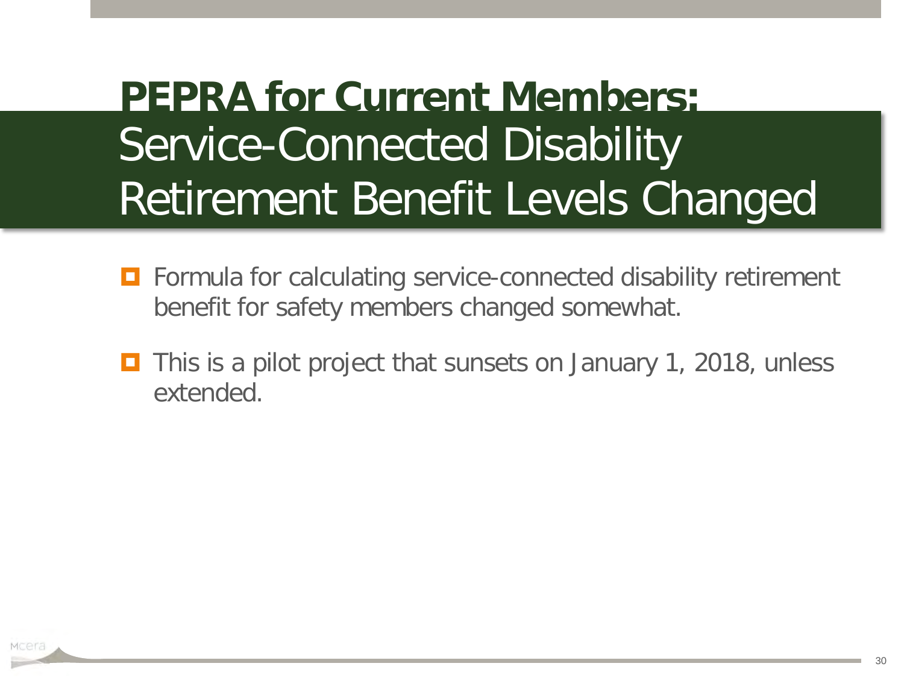# PEPRA for Current Members: Service-Connected Disability Retirement Benefit Levels Changed

- Formula for calculating service-connected disability retirement benefit for safety members changed somewhat.
- This is a pilot project that sunsets on January 1, 2018, unless extended.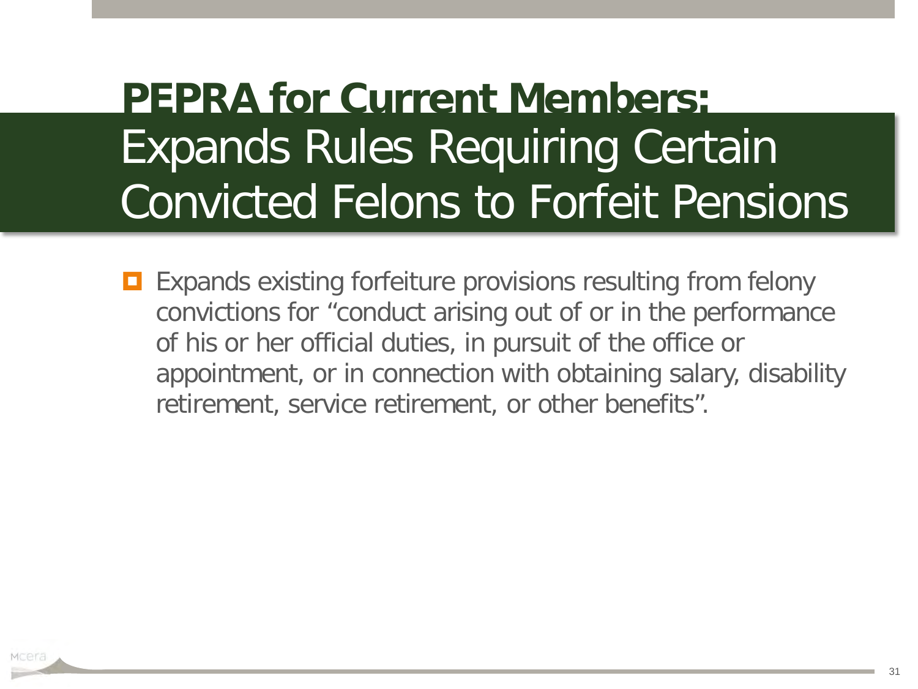# PEPRA for Current Members: Expands Rules Requiring Certain Convicted Felons to Forfeit Pensions

- Expands existing forfeiture provisions resulting from felony convictions for "conduct arising out of or in the performance of his or her official duties, in pursuit of the office or appointment, or in connection with obtaining salary, disability retirement, service retirement, or other benefits".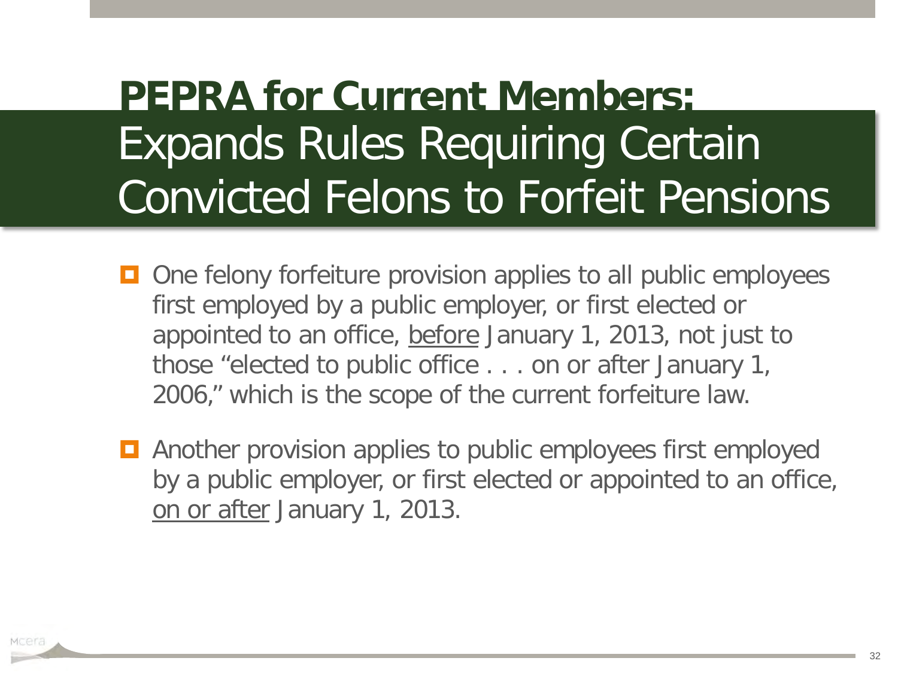# **PEPRA for Current Members:** Expands Rules Requiring Certain Convicted Felons to Forfeit Pensions

- One felony forfeiture provision applies to all public employees first employed by a public employer, or first elected or appointed to an office, <u>before</u> January 1, 2013, not just to those “elected to public office . . . on or after January 1, 2006,” which is the scope of the current forfeiture law.
- Another provision applies to public employees first employed by a public employer, or first elected or appointed to an office, <u>on or after</u> January 1, 2013.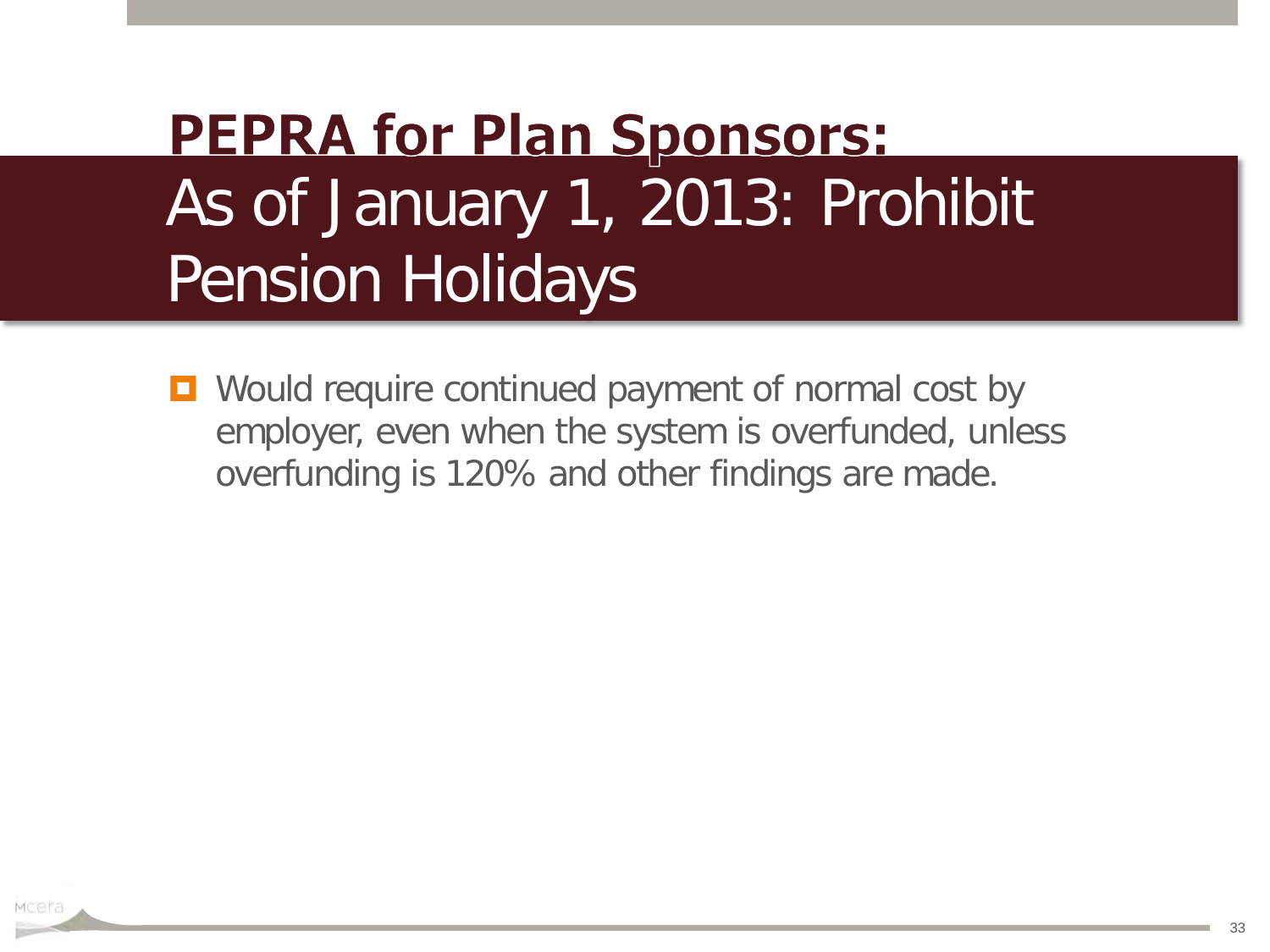# PEPRA for Plan Sponsors:

## As of January 1, 2013: Prohibit Pension Holidays

- Would require continued payment of normal cost by employer, even when the system is overfunded, unless overfunding is 120% and other findings are made.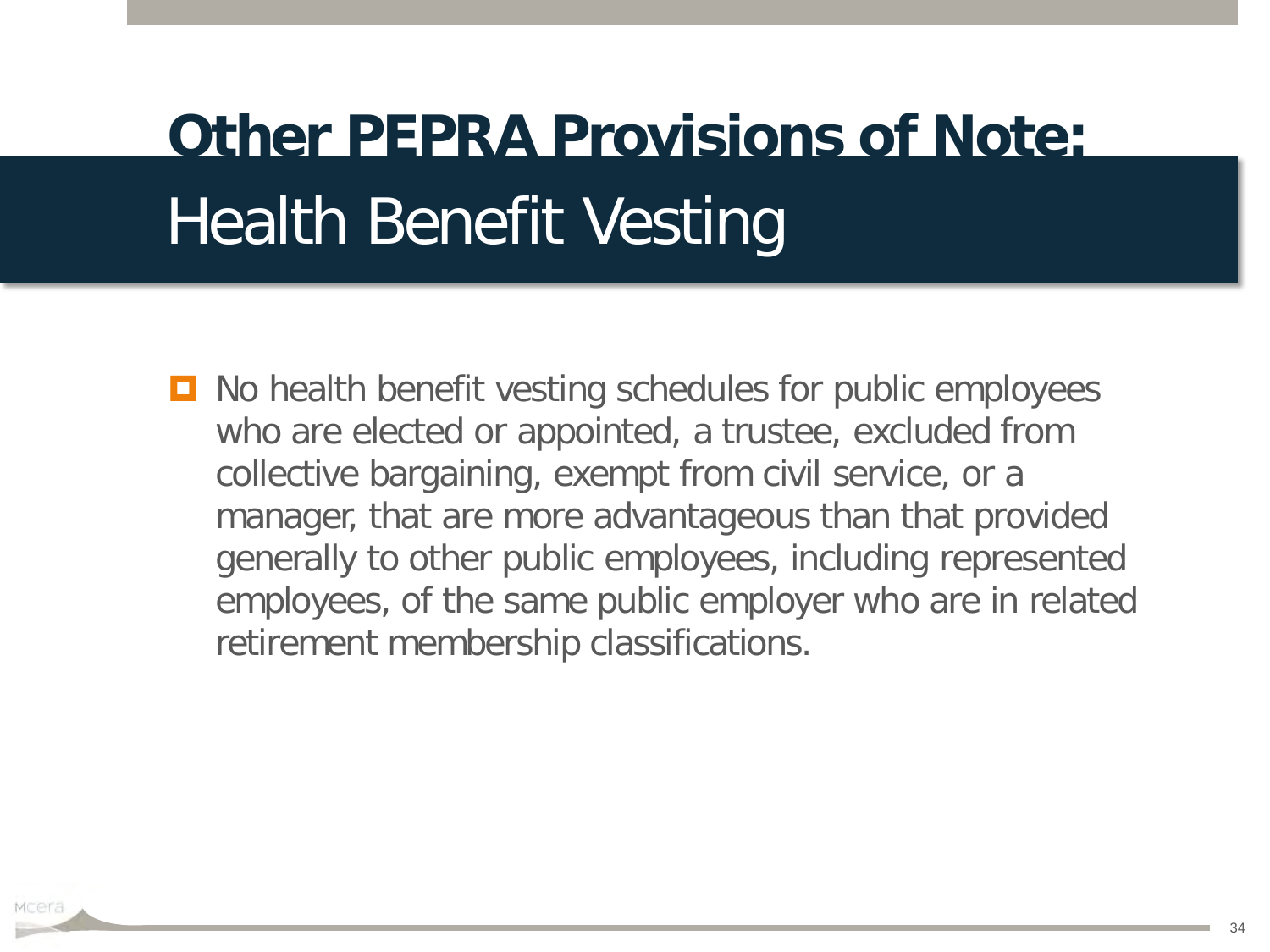# Other PEPRA Provisions of Note:

## Health Benefit Vesting

- No health benefit vesting schedules for public employees who are elected or appointed, a trustee, excluded from collective bargaining, exempt from civil service, or a manager, that are more advantageous than that provided generally to other public employees, including represented employees, of the same public employer who are in related retirement membership classifications.